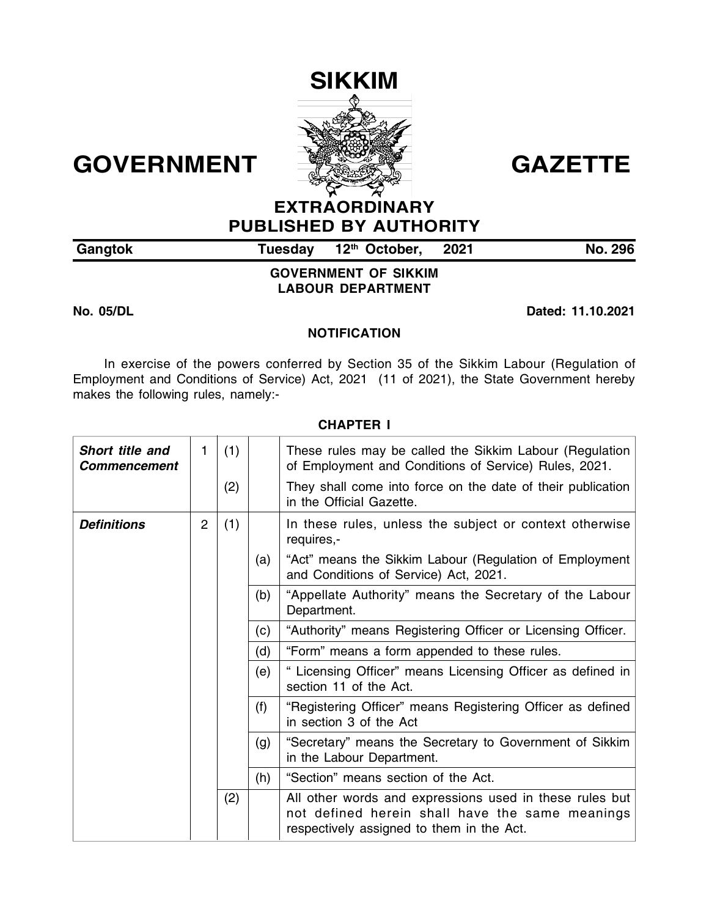# SIKKIM

# GOVERNMENT GAZETTE

## EXTRAORDINARY
## PUBLISHED BY AUTHORITY

**Gangtok** **Tuesday 12th October, 2021** **No. 296**

**GOVERNMENT OF SIKKIM**
**LABOUR DEPARTMENT**

**No. 05/DL** **Dated: 11.10.2021**

**NOTIFICATION**

In exercise of the powers conferred by Section 35 of the Sikkim Labour (Regulation of Employment and Conditions of Service) Act, 2021 (11 of 2021), the State Government hereby makes the following rules, namely:-

**CHAPTER I**

| | | | | |
|---|---|---|---|---|
| ***Short title and Commencement*** | 1 | (1) | | These rules may be called the Sikkim Labour (Regulation of Employment and Conditions of Service) Rules, 2021. |
| | | (2) | | They shall come into force on the date of their publication in the Official Gazette. |
| ***Definitions*** | 2 | (1) | | In these rules, unless the subject or context otherwise requires,- |
| | | | (a) | "Act" means the Sikkim Labour (Regulation of Employment and Conditions of Service) Act, 2021. |
| | | | (b) | "Appellate Authority" means the Secretary of the Labour Department. |
| | | | (c) | "Authority" means Registering Officer or Licensing Officer. |
| | | | (d) | "Form" means a form appended to these rules. |
| | | | (e) | " Licensing Officer" means Licensing Officer as defined in section 11 of the Act. |
| | | | (f) | "Registering Officer" means Registering Officer as defined in section 3 of the Act |
| | | | (g) | "Secretary" means the Secretary to Government of Sikkim in the Labour Department. |
| | | | (h) | "Section" means section of the Act. |
| | | (2) | | All other words and expressions used in these rules but not defined herein shall have the same meanings respectively assigned to them in the Act. |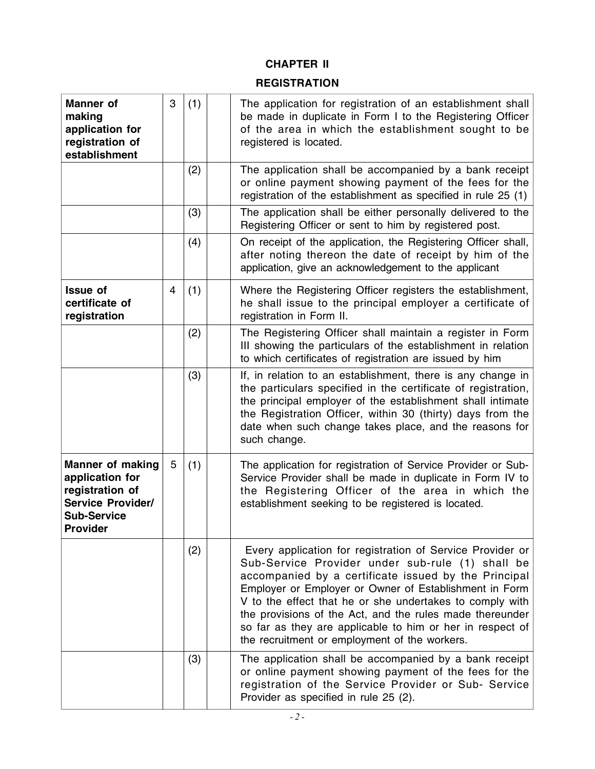## CHAPTER II

## REGISTRATION

| | | | | |
|---|---|---|---|---|
| **Manner of making application for registration of establishment** | 3 | (1) | | The application for registration of an establishment shall be made in duplicate in Form I to the Registering Officer of the area in which the establishment sought to be registered is located. |
| | | (2) | | The application shall be accompanied by a bank receipt or online payment showing payment of the fees for the registration of the establishment as specified in rule 25 (1) |
| | | (3) | | The application shall be either personally delivered to the Registering Officer or sent to him by registered post. |
| | | (4) | | On receipt of the application, the Registering Officer shall, after noting thereon the date of receipt by him of the application, give an acknowledgement to the applicant |
| **Issue of certificate of registration** | 4 | (1) | | Where the Registering Officer registers the establishment, he shall issue to the principal employer a certificate of registration in Form II. |
| | | (2) | | The Registering Officer shall maintain a register in Form III showing the particulars of the establishment in relation to which certificates of registration are issued by him |
| | | (3) | | If, in relation to an establishment, there is any change in the particulars specified in the certificate of registration, the principal employer of the establishment shall intimate the Registration Officer, within 30 (thirty) days from the date when such change takes place, and the reasons for such change. |
| **Manner of making application for registration of Service Provider/ Sub-Service Provider** | 5 | (1) | | The application for registration of Service Provider or Sub-Service Provider shall be made in duplicate in Form IV to the Registering Officer of the area in which the establishment seeking to be registered is located. |
| | | (2) | | Every application for registration of Service Provider or Sub-Service Provider under sub-rule (1) shall be accompanied by a certificate issued by the Principal Employer or Employer or Owner of Establishment in Form V to the effect that he or she undertakes to comply with the provisions of the Act, and the rules made thereunder so far as they are applicable to him or her in respect of the recruitment or employment of the workers. |
| | | (3) | | The application shall be accompanied by a bank receipt or online payment showing payment of the fees for the registration of the Service Provider or Sub- Service Provider as specified in rule 25 (2). |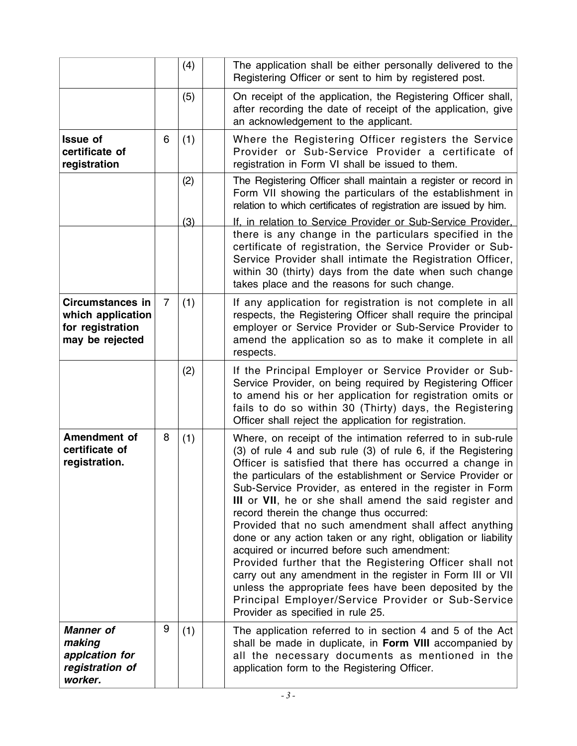|  |  |  |  |  |
|---|---|---|---|---|
|  |  | (4) |  | The application shall be either personally delivered to the Registering Officer or sent to him by registered post. |
|  |  | (5) |  | On receipt of the application, the Registering Officer shall, after recording the date of receipt of the application, give an acknowledgement to the applicant. |
| **Issue of certificate of registration** | 6 | (1) |  | Where the Registering Officer registers the Service Provider or Sub-Service Provider a certificate of registration in Form VI shall be issued to them. |
|  |  | (2) |  | The Registering Officer shall maintain a register or record in Form VII showing the particulars of the establishment in relation to which certificates of registration are issued by him. |
|  |  | (3) |  | If, in relation to Service Provider or Sub-Service Provider, there is any change in the particulars specified in the certificate of registration, the Service Provider or Sub-Service Provider shall intimate the Registration Officer, within 30 (thirty) days from the date when such change takes place and the reasons for such change. |
| **Circumstances in which application for registration may be rejected** | 7 | (1) |  | If any application for registration is not complete in all respects, the Registering Officer shall require the principal employer or Service Provider or Sub-Service Provider to amend the application so as to make it complete in all respects. |
|  |  | (2) |  | If the Principal Employer or Service Provider or Sub-Service Provider, on being required by Registering Officer to amend his or her application for registration omits or fails to do so within 30 (Thirty) days, the Registering Officer shall reject the application for registration. |
| **Amendment of certificate of registration.** | 8 | (1) |  | Where, on receipt of the intimation referred to in sub-rule (3) of rule 4 and sub rule (3) of rule 6, if the Registering Officer is satisfied that there has occurred a change in the particulars of the establishment or Service Provider or Sub-Service Provider, as entered in the register in Form **III** or **VII**, he or she shall amend the said register and record therein the change thus occurred: Provided that no such amendment shall affect anything done or any action taken or any right, obligation or liability acquired or incurred before such amendment: Provided further that the Registering Officer shall not carry out any amendment in the register in Form III or VII unless the appropriate fees have been deposited by the Principal Employer/Service Provider or Sub-Service Provider as specified in rule 25. |
| ***Manner of making applcation for registration of worker.*** | 9 | (1) |  | The application referred to in section 4 and 5 of the Act shall be made in duplicate, in **Form VIII** accompanied by all the necessary documents as mentioned in the application form to the Registering Officer. |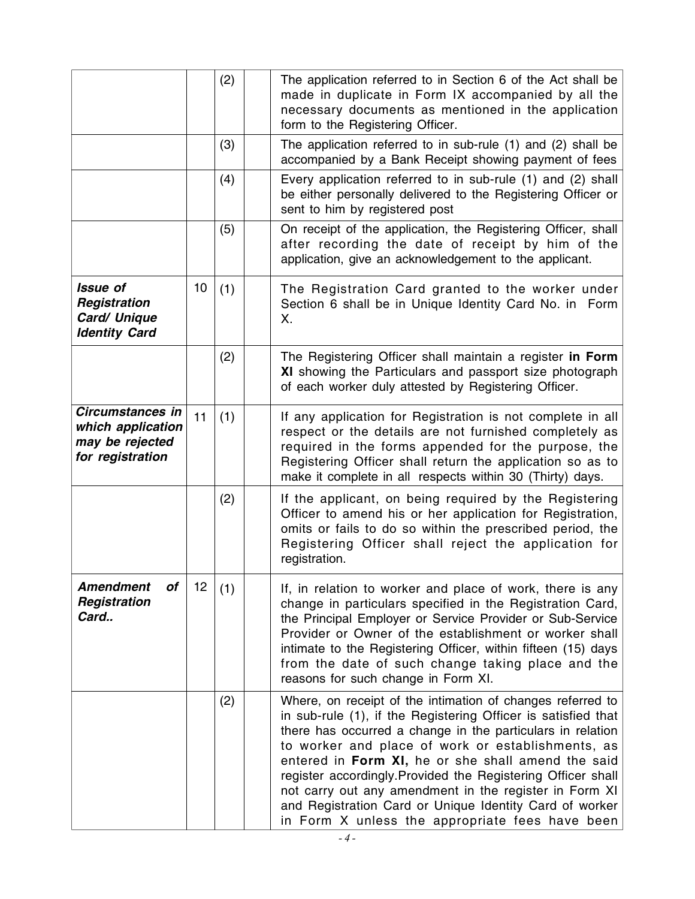| | | | | |
|---|---|---|---|---|
| | | (2) | | The application referred to in Section 6 of the Act shall be made in duplicate in Form IX accompanied by all the necessary documents as mentioned in the application form to the Registering Officer. |
| | | (3) | | The application referred to in sub-rule (1) and (2) shall be accompanied by a Bank Receipt showing payment of fees |
| | | (4) | | Every application referred to in sub-rule (1) and (2) shall be either personally delivered to the Registering Officer or sent to him by registered post |
| | | (5) | | On receipt of the application, the Registering Officer, shall after recording the date of receipt by him of the application, give an acknowledgement to the applicant. |
| ***Issue of Registration Card/ Unique Identity Card*** | 10 | (1) | | The Registration Card granted to the worker under Section 6 shall be in Unique Identity Card No. in Form X. |
| | | (2) | | The Registering Officer shall maintain a register **in Form XI** showing the Particulars and passport size photograph of each worker duly attested by Registering Officer. |
| ***Circumstances in which application may be rejected for registration*** | 11 | (1) | | If any application for Registration is not complete in all respect or the details are not furnished completely as required in the forms appended for the purpose, the Registering Officer shall return the application so as to make it complete in all respects within 30 (Thirty) days. |
| | | (2) | | If the applicant, on being required by the Registering Officer to amend his or her application for Registration, omits or fails to do so within the prescribed period, the Registering Officer shall reject the application for registration. |
| ***Amendment of Registration Card..*** | 12 | (1) | | If, in relation to worker and place of work, there is any change in particulars specified in the Registration Card, the Principal Employer or Service Provider or Sub-Service Provider or Owner of the establishment or worker shall intimate to the Registering Officer, within fifteen (15) days from the date of such change taking place and the reasons for such change in Form XI. |
| | | (2) | | Where, on receipt of the intimation of changes referred to in sub-rule (1), if the Registering Officer is satisfied that there has occurred a change in the particulars in relation to worker and place of work or establishments, as entered in **Form XI,** he or she shall amend the said register accordingly.Provided the Registering Officer shall not carry out any amendment in the register in Form XI and Registration Card or Unique Identity Card of worker in Form X unless the appropriate fees have been |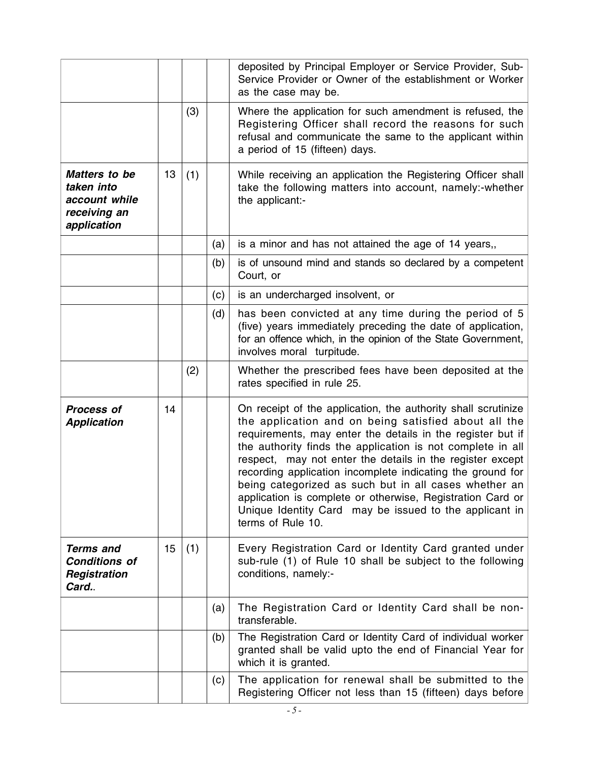| | | | | |
|---|---|---|---|---|
| | | | | deposited by Principal Employer or Service Provider, Sub-Service Provider or Owner of the establishment or Worker as the case may be. |
| | | (3) | | Where the application for such amendment is refused, the Registering Officer shall record the reasons for such refusal and communicate the same to the applicant within a period of 15 (fifteen) days. |
| ***Matters to be taken into account while receiving an application*** | 13 | (1) | | While receiving an application the Registering Officer shall take the following matters into account, namely:-whether the applicant:- |
| | | | (a) | is a minor and has not attained the age of 14 years,, |
| | | | (b) | is of unsound mind and stands so declared by a competent Court, or |
| | | | (c) | is an undercharged insolvent, or |
| | | | (d) | has been convicted at any time during the period of 5 (five) years immediately preceding the date of application, for an offence which, in the opinion of the State Government, involves moral turpitude. |
| | | (2) | | Whether the prescribed fees have been deposited at the rates specified in rule 25. |
| ***Process of Application*** | 14 | | | On receipt of the application, the authority shall scrutinize the application and on being satisfied about all the requirements, may enter the details in the register but if the authority finds the application is not complete in all respect, may not enter the details in the register except recording application incomplete indicating the ground for being categorized as such but in all cases whether an application is complete or otherwise, Registration Card or Unique Identity Card may be issued to the applicant in terms of Rule 10. |
| ***Terms and Conditions of Registration Card.*** | 15 | (1) | | Every Registration Card or Identity Card granted under sub-rule (1) of Rule 10 shall be subject to the following conditions, namely:- |
| | | | (a) | The Registration Card or Identity Card shall be non-transferable. |
| | | | (b) | The Registration Card or Identity Card of individual worker granted shall be valid upto the end of Financial Year for which it is granted. |
| | | | (c) | The application for renewal shall be submitted to the Registering Officer not less than 15 (fifteen) days before |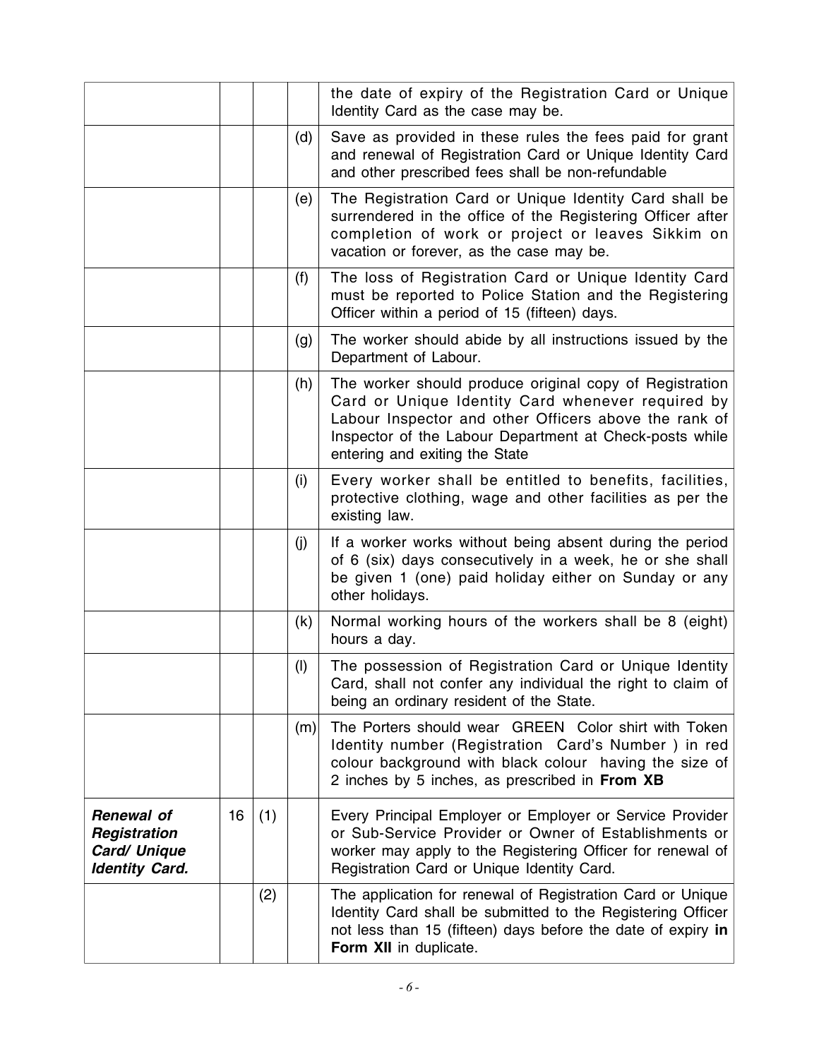| | | | | |
|---|---|---|---|---|
| | | | | the date of expiry of the Registration Card or Unique Identity Card as the case may be. |
| | | | (d) | Save as provided in these rules the fees paid for grant and renewal of Registration Card or Unique Identity Card and other prescribed fees shall be non-refundable |
| | | | (e) | The Registration Card or Unique Identity Card shall be surrendered in the office of the Registering Officer after completion of work or project or leaves Sikkim on vacation or forever, as the case may be. |
| | | | (f) | The loss of Registration Card or Unique Identity Card must be reported to Police Station and the Registering Officer within a period of 15 (fifteen) days. |
| | | | (g) | The worker should abide by all instructions issued by the Department of Labour. |
| | | | (h) | The worker should produce original copy of Registration Card or Unique Identity Card whenever required by Labour Inspector and other Officers above the rank of Inspector of the Labour Department at Check-posts while entering and exiting the State |
| | | | (i) | Every worker shall be entitled to benefits, facilities, protective clothing, wage and other facilities as per the existing law. |
| | | | (j) | If a worker works without being absent during the period of 6 (six) days consecutively in a week, he or she shall be given 1 (one) paid holiday either on Sunday or any other holidays. |
| | | | (k) | Normal working hours of the workers shall be 8 (eight) hours a day. |
| | | | (l) | The possession of Registration Card or Unique Identity Card, shall not confer any individual the right to claim of being an ordinary resident of the State. |
| | | | (m) | The Porters should wear GREEN Color shirt with Token Identity number (Registration Card's Number ) in red colour background with black colour having the size of 2 inches by 5 inches, as prescribed in **From XB** |
| ***Renewal of Registration Card/ Unique Identity Card.*** | 16 | (1) | | Every Principal Employer or Employer or Service Provider or Sub-Service Provider or Owner of Establishments or worker may apply to the Registering Officer for renewal of Registration Card or Unique Identity Card. |
| | | (2) | | The application for renewal of Registration Card or Unique Identity Card shall be submitted to the Registering Officer not less than 15 (fifteen) days before the date of expiry **in Form XII** in duplicate. |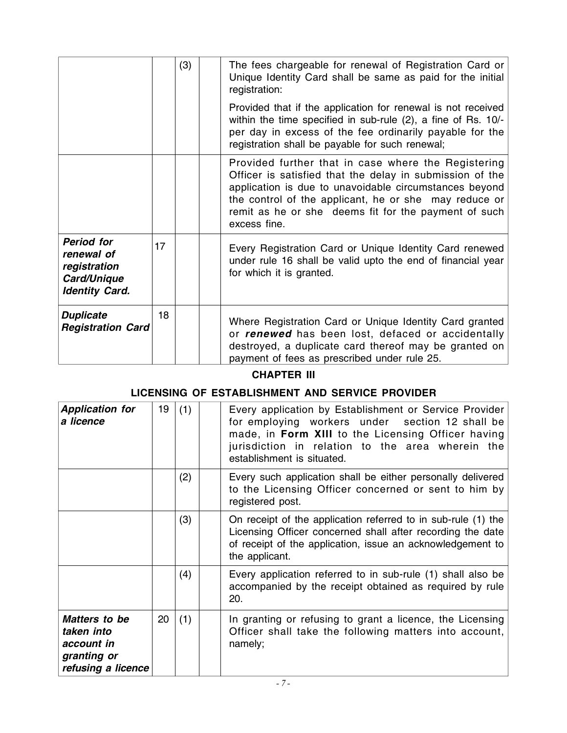| | | | | |
|---|---|---|---|---|
| | | (3) | | The fees chargeable for renewal of Registration Card or Unique Identity Card shall be same as paid for the initial registration:<br><br>Provided that if the application for renewal is not received within the time specified in sub-rule (2), a fine of Rs. 10/- per day in excess of the fee ordinarily payable for the registration shall be payable for such renewal; |
| | | | | Provided further that in case where the Registering Officer is satisfied that the delay in submission of the application is due to unavoidable circumstances beyond the control of the applicant, he or she may reduce or remit as he or she deems fit for the payment of such excess fine. |
| ***Period for renewal of registration Card/Unique Identity Card.*** | 17 | | | Every Registration Card or Unique Identity Card renewed under rule 16 shall be valid upto the end of financial year for which it is granted. |
| ***Duplicate Registration Card*** | 18 | | | Where Registration Card or Unique Identity Card granted or ***renewed*** has been lost, defaced or accidentally destroyed, a duplicate card thereof may be granted on payment of fees as prescribed under rule 25. |

## CHAPTER III

## LICENSING OF ESTABLISHMENT AND SERVICE PROVIDER

| | | | | |
|---|---|---|---|---|
| ***Application for a licence*** | 19 | (1) | | Every application by Establishment or Service Provider for employing workers under section 12 shall be made, in **Form XIII** to the Licensing Officer having jurisdiction in relation to the area wherein the establishment is situated. |
| | | (2) | | Every such application shall be either personally delivered to the Licensing Officer concerned or sent to him by registered post. |
| | | (3) | | On receipt of the application referred to in sub-rule (1) the Licensing Officer concerned shall after recording the date of receipt of the application, issue an acknowledgement to the applicant. |
| | | (4) | | Every application referred to in sub-rule (1) shall also be accompanied by the receipt obtained as required by rule 20. |
| ***Matters to be taken into account in granting or refusing a licence*** | 20 | (1) | | In granting or refusing to grant a licence, the Licensing Officer shall take the following matters into account, namely; |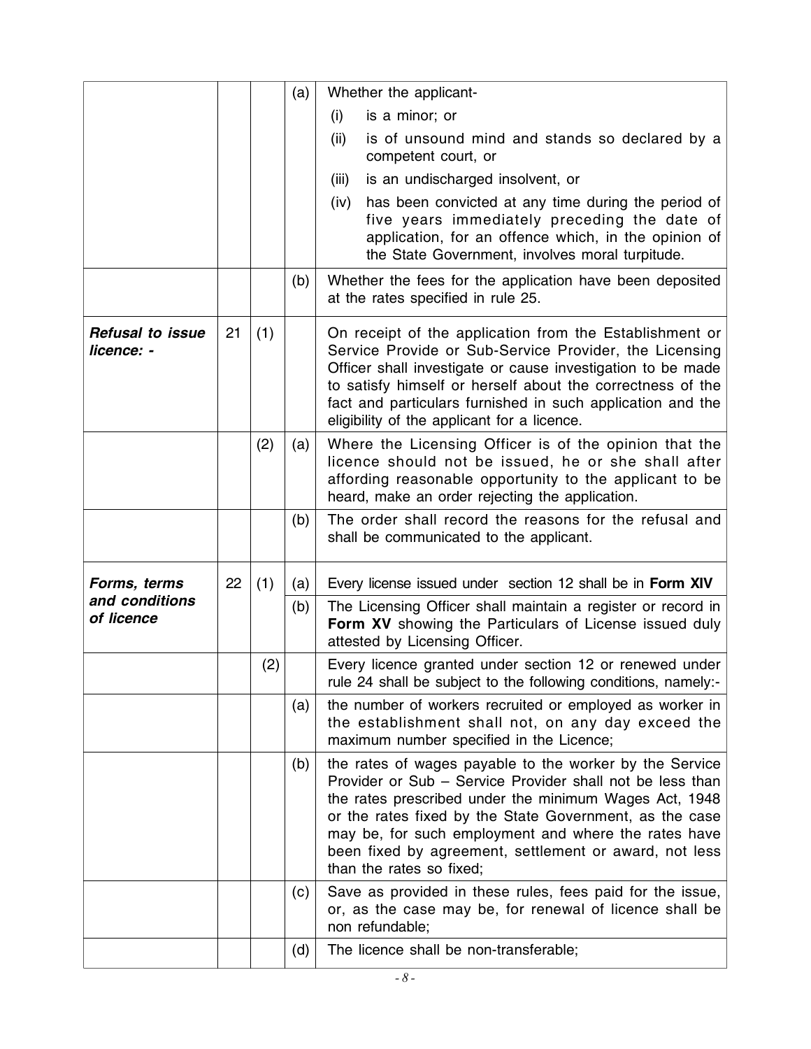| | | | | |
|---|---|---|---|---|
| | | | (a) | Whether the applicant-<br>(i) is a minor; or<br>(ii) is of unsound mind and stands so declared by a competent court, or<br>(iii) is an undischarged insolvent, or<br>(iv) has been convicted at any time during the period of five years immediately preceding the date of application, for an offence which, in the opinion of the State Government, involves moral turpitude. |
| | | | (b) | Whether the fees for the application have been deposited at the rates specified in rule 25. |
| ***Refusal to issue licence: -*** | 21 | (1) | | On receipt of the application from the Establishment or Service Provide or Sub-Service Provider, the Licensing Officer shall investigate or cause investigation to be made to satisfy himself or herself about the correctness of the fact and particulars furnished in such application and the eligibility of the applicant for a licence. |
| | | (2) | (a) | Where the Licensing Officer is of the opinion that the licence should not be issued, he or she shall after affording reasonable opportunity to the applicant to be heard, make an order rejecting the application. |
| | | | (b) | The order shall record the reasons for the refusal and shall be communicated to the applicant. |
| ***Forms, terms and conditions of licence*** | 22 | (1) | (a) | Every license issued under section 12 shall be in **Form XIV** |
| | | | (b) | The Licensing Officer shall maintain a register or record in **Form XV** showing the Particulars of License issued duly attested by Licensing Officer. |
| | | (2) | | Every licence granted under section 12 or renewed under rule 24 shall be subject to the following conditions, namely:- |
| | | | (a) | the number of workers recruited or employed as worker in the establishment shall not, on any day exceed the maximum number specified in the Licence; |
| | | | (b) | the rates of wages payable to the worker by the Service Provider or Sub – Service Provider shall not be less than the rates prescribed under the minimum Wages Act, 1948 or the rates fixed by the State Government, as the case may be, for such employment and where the rates have been fixed by agreement, settlement or award, not less than the rates so fixed; |
| | | | (c) | Save as provided in these rules, fees paid for the issue, or, as the case may be, for renewal of licence shall be non refundable; |
| | | | (d) | The licence shall be non-transferable; |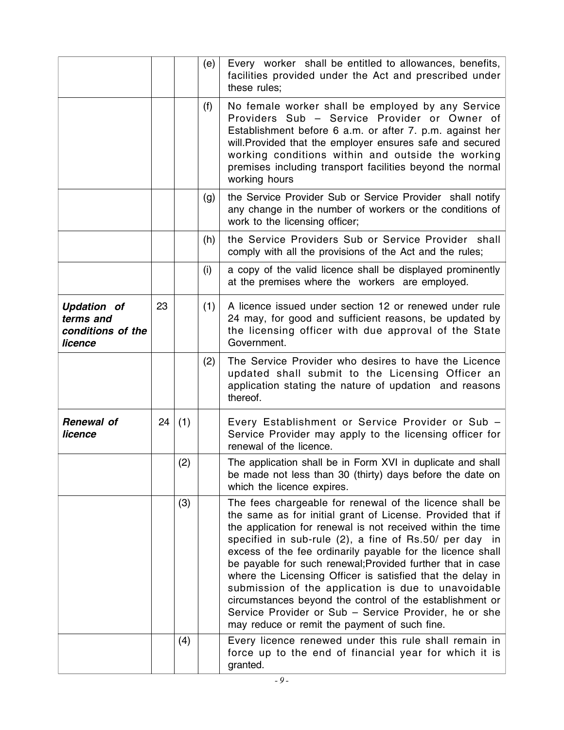| | | | | |
|---|---|---|---|---|
| | | | (e) | Every worker shall be entitled to allowances, benefits, facilities provided under the Act and prescribed under these rules; |
| | | | (f) | No female worker shall be employed by any Service Providers Sub – Service Provider or Owner of Establishment before 6 a.m. or after 7. p.m. against her will.Provided that the employer ensures safe and secured working conditions within and outside the working premises including transport facilities beyond the normal working hours |
| | | | (g) | the Service Provider Sub or Service Provider shall notify any change in the number of workers or the conditions of work to the licensing officer; |
| | | | (h) | the Service Providers Sub or Service Provider shall comply with all the provisions of the Act and the rules; |
| | | | (i) | a copy of the valid licence shall be displayed prominently at the premises where the workers are employed. |
| ***Updation of terms and conditions of the licence*** | 23 | | (1) | A licence issued under section 12 or renewed under rule 24 may, for good and sufficient reasons, be updated by the licensing officer with due approval of the State Government. |
| | | | (2) | The Service Provider who desires to have the Licence updated shall submit to the Licensing Officer an application stating the nature of updation and reasons thereof. |
| ***Renewal of licence*** | 24 | (1) | | Every Establishment or Service Provider or Sub – Service Provider may apply to the licensing officer for renewal of the licence. |
| | | (2) | | The application shall be in Form XVI in duplicate and shall be made not less than 30 (thirty) days before the date on which the licence expires. |
| | | (3) | | The fees chargeable for renewal of the licence shall be the same as for initial grant of License. Provided that if the application for renewal is not received within the time specified in sub-rule (2), a fine of Rs.50/ per day in excess of the fee ordinarily payable for the licence shall be payable for such renewal;Provided further that in case where the Licensing Officer is satisfied that the delay in submission of the application is due to unavoidable circumstances beyond the control of the establishment or Service Provider or Sub – Service Provider, he or she may reduce or remit the payment of such fine. |
| | | (4) | | Every licence renewed under this rule shall remain in force up to the end of financial year for which it is granted. |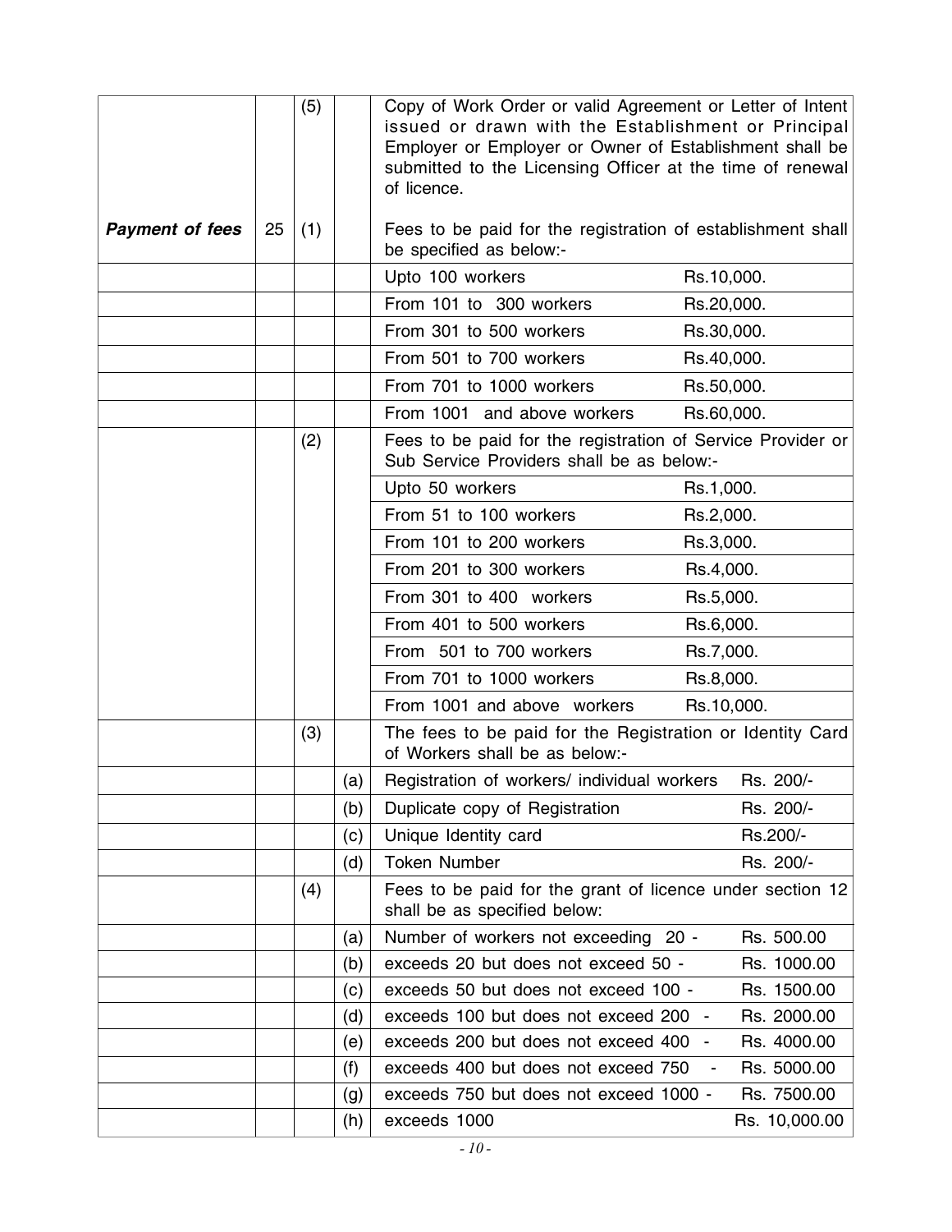| | | | | |
|---|---|---|---|---|
| | | (5) | | Copy of Work Order or valid Agreement or Letter of Intent issued or drawn with the Establishment or Principal Employer or Employer or Owner of Establishment shall be submitted to the Licensing Officer at the time of renewal of licence. |
| ***Payment of fees*** | 25 | (1) | | Fees to be paid for the registration of establishment shall be specified as below:- |
| | | | | Upto 100 workers Rs.10,000. |
| | | | | From 101 to 300 workers Rs.20,000. |
| | | | | From 301 to 500 workers Rs.30,000. |
| | | | | From 501 to 700 workers Rs.40,000. |
| | | | | From 701 to 1000 workers Rs.50,000. |
| | | | | From 1001 and above workers Rs.60,000. |
| | | (2) | | Fees to be paid for the registration of Service Provider or Sub Service Providers shall be as below:- |
| | | | | Upto 50 workers Rs.1,000. |
| | | | | From 51 to 100 workers Rs.2,000. |
| | | | | From 101 to 200 workers Rs.3,000. |
| | | | | From 201 to 300 workers Rs.4,000. |
| | | | | From 301 to 400 workers Rs.5,000. |
| | | | | From 401 to 500 workers Rs.6,000. |
| | | | | From 501 to 700 workers Rs.7,000. |
| | | | | From 701 to 1000 workers Rs.8,000. |
| | | | | From 1001 and above workers Rs.10,000. |
| | | (3) | | The fees to be paid for the Registration or Identity Card of Workers shall be as below:- |
| | | | (a) | Registration of workers/ individual workers Rs. 200/- |
| | | | (b) | Duplicate copy of Registration Rs. 200/- |
| | | | (c) | Unique Identity card Rs.200/- |
| | | | (d) | Token Number Rs. 200/- |
| | | (4) | | Fees to be paid for the grant of licence under section 12 shall be as specified below: |
| | | | (a) | Number of workers not exceeding 20 - Rs. 500.00 |
| | | | (b) | exceeds 20 but does not exceed 50 - Rs. 1000.00 |
| | | | (c) | exceeds 50 but does not exceed 100 - Rs. 1500.00 |
| | | | (d) | exceeds 100 but does not exceed 200 - Rs. 2000.00 |
| | | | (e) | exceeds 200 but does not exceed 400 - Rs. 4000.00 |
| | | | (f) | exceeds 400 but does not exceed 750 - Rs. 5000.00 |
| | | | (g) | exceeds 750 but does not exceed 1000 - Rs. 7500.00 |
| | | | (h) | exceeds 1000 Rs. 10,000.00 |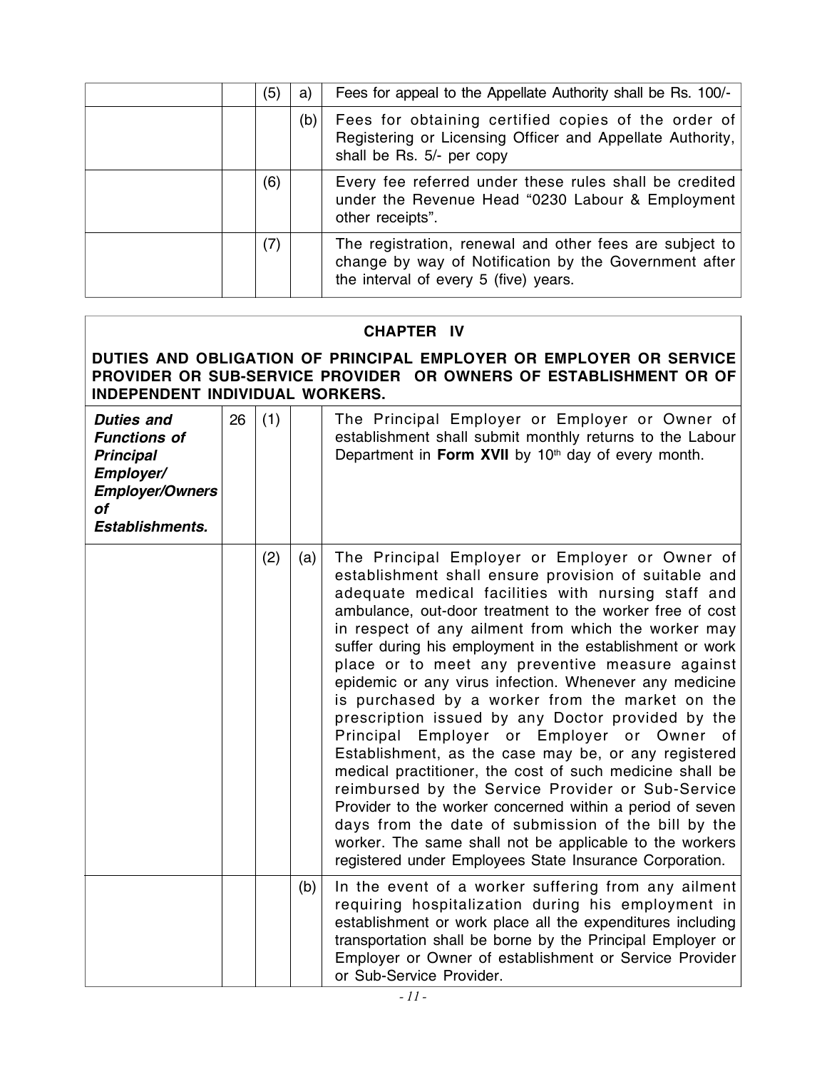| | | | | |
|---|---|---|---|---|
| | | (5) | a) | Fees for appeal to the Appellate Authority shall be Rs. 100/- |
| | | | (b) | Fees for obtaining certified copies of the order of Registering or Licensing Officer and Appellate Authority, shall be Rs. 5/- per copy |
| | | (6) | | Every fee referred under these rules shall be credited under the Revenue Head "0230 Labour & Employment other receipts". |
| | | (7) | | The registration, renewal and other fees are subject to change by way of Notification by the Government after the interval of every 5 (five) years. |

## CHAPTER IV

**DUTIES AND OBLIGATION OF PRINCIPAL EMPLOYER OR EMPLOYER OR SERVICE PROVIDER OR SUB-SERVICE PROVIDER OR OWNERS OF ESTABLISHMENT OR OF INDEPENDENT INDIVIDUAL WORKERS.**

| | | | | |
|---|---|---|---|---|
| ***Duties and Functions of Principal Employer/ Employer/Owners of Establishments.*** | 26 | (1) | | The Principal Employer or Employer or Owner of establishment shall submit monthly returns to the Labour Department in **Form XVII** by 10th day of every month. |
| | | (2) | (a) | The Principal Employer or Employer or Owner of establishment shall ensure provision of suitable and adequate medical facilities with nursing staff and ambulance, out-door treatment to the worker free of cost in respect of any ailment from which the worker may suffer during his employment in the establishment or work place or to meet any preventive measure against epidemic or any virus infection. Whenever any medicine is purchased by a worker from the market on the prescription issued by any Doctor provided by the Principal Employer or Employer or Owner of Establishment, as the case may be, or any registered medical practitioner, the cost of such medicine shall be reimbursed by the Service Provider or Sub-Service Provider to the worker concerned within a period of seven days from the date of submission of the bill by the worker. The same shall not be applicable to the workers registered under Employees State Insurance Corporation. |
| | | | (b) | In the event of a worker suffering from any ailment requiring hospitalization during his employment in establishment or work place all the expenditures including transportation shall be borne by the Principal Employer or Employer or Owner of establishment or Service Provider or Sub-Service Provider. |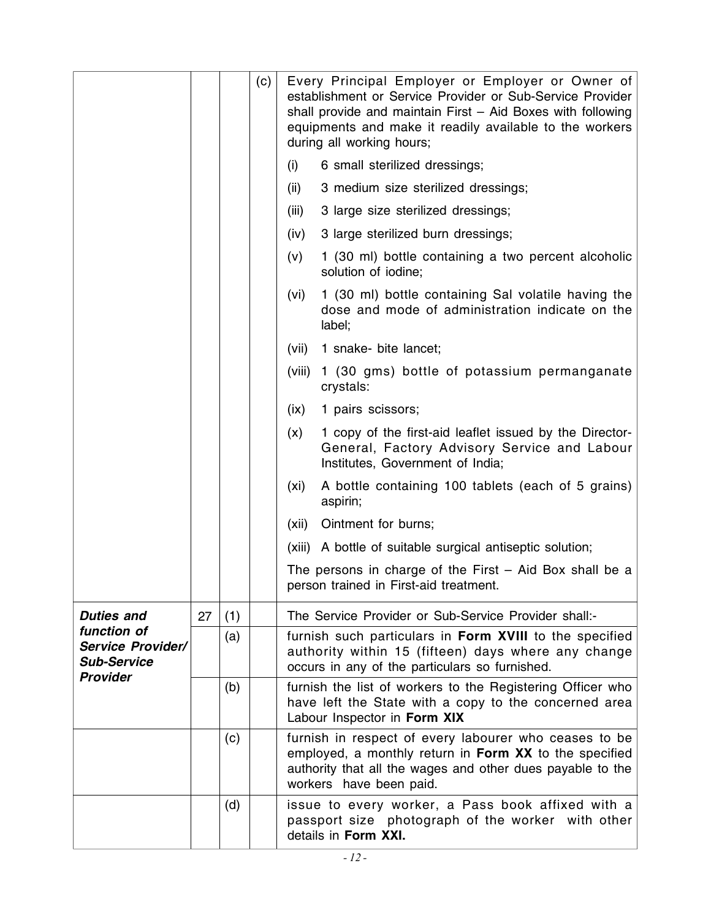| | | | | |
|---|---|---|---|---|
| | | | (c) | Every Principal Employer or Employer or Owner of establishment or Service Provider or Sub-Service Provider shall provide and maintain First – Aid Boxes with following equipments and make it readily available to the workers during all working hours;<br><br>(i) 6 small sterilized dressings;<br>(ii) 3 medium size sterilized dressings;<br>(iii) 3 large size sterilized dressings;<br>(iv) 3 large sterilized burn dressings;<br>(v) 1 (30 ml) bottle containing a two percent alcoholic solution of iodine;<br>(vi) 1 (30 ml) bottle containing Sal volatile having the dose and mode of administration indicate on the label;<br>(vii) 1 snake- bite lancet;<br>(viii) 1 (30 gms) bottle of potassium permanganate crystals:<br>(ix) 1 pairs scissors;<br>(x) 1 copy of the first-aid leaflet issued by the Director-General, Factory Advisory Service and Labour Institutes, Government of India;<br>(xi) A bottle containing 100 tablets (each of 5 grains) aspirin;<br>(xii) Ointment for burns;<br>(xiii) A bottle of suitable surgical antiseptic solution;<br><br>The persons in charge of the First – Aid Box shall be a person trained in First-aid treatment. |
| ***Duties and function of Service Provider/ Sub-Service Provider*** | 27 | (1) | | The Service Provider or Sub-Service Provider shall:- |
| | | (a) | | furnish such particulars in **Form XVIII** to the specified authority within 15 (fifteen) days where any change occurs in any of the particulars so furnished. |
| | | (b) | | furnish the list of workers to the Registering Officer who have left the State with a copy to the concerned area Labour Inspector in **Form XIX** |
| | | (c) | | furnish in respect of every labourer who ceases to be employed, a monthly return in **Form XX** to the specified authority that all the wages and other dues payable to the workers have been paid. |
| | | (d) | | issue to every worker, a Pass book affixed with a passport size photograph of the worker with other details in **Form XXI.** |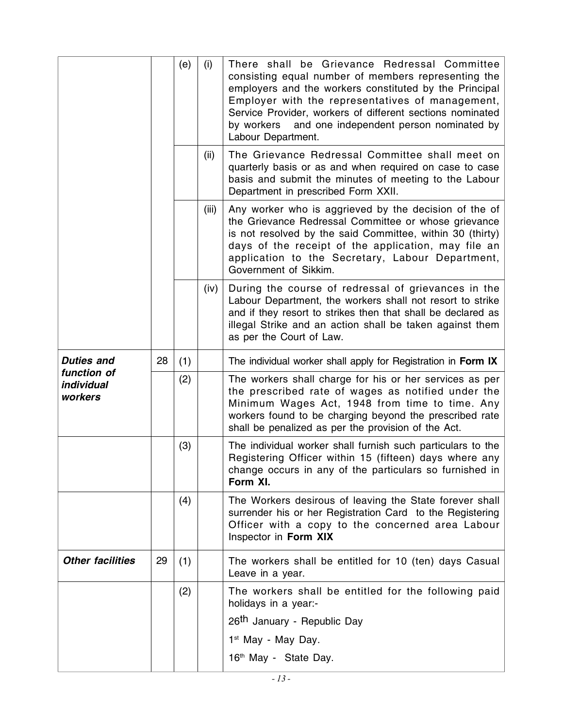| | | | | |
|---|---|---|---|---|
| | | (e) | (i) | There shall be Grievance Redressal Committee consisting equal number of members representing the employers and the workers constituted by the Principal Employer with the representatives of management, Service Provider, workers of different sections nominated by workers and one independent person nominated by Labour Department. |
| | | | (ii) | The Grievance Redressal Committee shall meet on quarterly basis or as and when required on case to case basis and submit the minutes of meeting to the Labour Department in prescribed Form XXII. |
| | | | (iii) | Any worker who is aggrieved by the decision of the of the Grievance Redressal Committee or whose grievance is not resolved by the said Committee, within 30 (thirty) days of the receipt of the application, may file an application to the Secretary, Labour Department, Government of Sikkim. |
| | | | (iv) | During the course of redressal of grievances in the Labour Department, the workers shall not resort to strike and if they resort to strikes then that shall be declared as illegal Strike and an action shall be taken against them as per the Court of Law. |
| ***Duties and function of individual workers*** | 28 | (1) | | The individual worker shall apply for Registration in **Form IX** |
| | | (2) | | The workers shall charge for his or her services as per the prescribed rate of wages as notified under the Minimum Wages Act, 1948 from time to time. Any workers found to be charging beyond the prescribed rate shall be penalized as per the provision of the Act. |
| | | (3) | | The individual worker shall furnish such particulars to the Registering Officer within 15 (fifteen) days where any change occurs in any of the particulars so furnished in **Form XI.** |
| | | (4) | | The Workers desirous of leaving the State forever shall surrender his or her Registration Card to the Registering Officer with a copy to the concerned area Labour Inspector in **Form XIX** |
| ***Other facilities*** | 29 | (1) | | The workers shall be entitled for 10 (ten) days Casual Leave in a year. |
| | | (2) | | The workers shall be entitled for the following paid holidays in a year:-<br>26th January - Republic Day<br>1st May - May Day.<br>16th May - State Day. |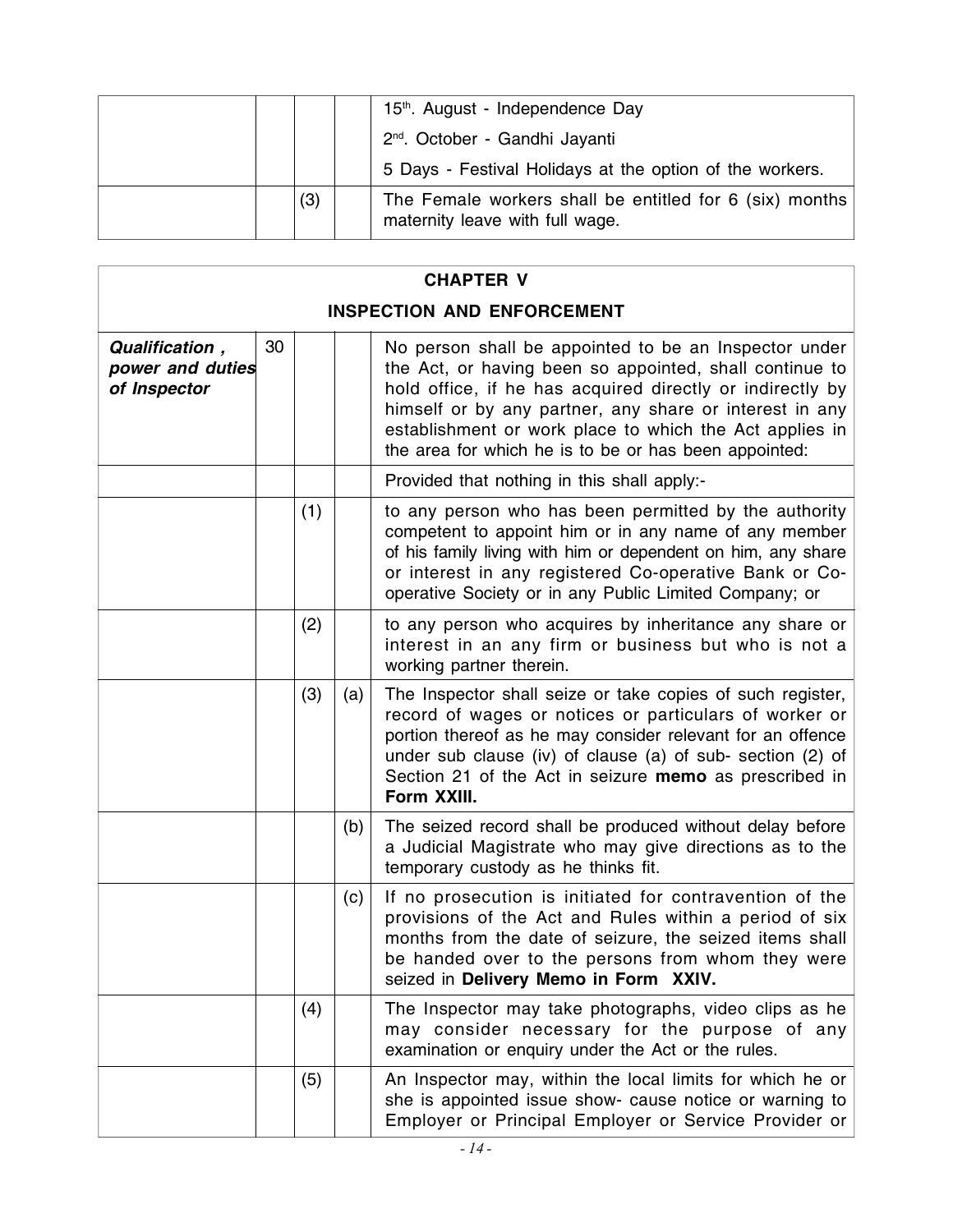| | | | |
|---|---|---|---|
| | | | 15th. August - Independence Day |
| | | | 2nd. October - Gandhi Jayanti |
| | | | 5 Days - Festival Holidays at the option of the workers. |
| | (3) | | The Female workers shall be entitled for 6 (six) months maternity leave with full wage. |

| | | | | |
|---|---|---|---|---|
| **CHAPTER V** | | | | |
| **INSPECTION AND ENFORCEMENT** | | | | |
| ***Qualification , power and duties of Inspector*** | 30 | | | No person shall be appointed to be an Inspector under the Act, or having been so appointed, shall continue to hold office, if he has acquired directly or indirectly by himself or by any partner, any share or interest in any establishment or work place to which the Act applies in the area for which he is to be or has been appointed: |
| | | | | Provided that nothing in this shall apply:- |
| | | (1) | | to any person who has been permitted by the authority competent to appoint him or in any name of any member of his family living with him or dependent on him, any share or interest in any registered Co-operative Bank or Co-operative Society or in any Public Limited Company; or |
| | | (2) | | to any person who acquires by inheritance any share or interest in an any firm or business but who is not a working partner therein. |
| | | (3) | (a) | The Inspector shall seize or take copies of such register, record of wages or notices or particulars of worker or portion thereof as he may consider relevant for an offence under sub clause (iv) of clause (a) of sub- section (2) of Section 21 of the Act in seizure **memo** as prescribed in **Form XXIII.** |
| | | | (b) | The seized record shall be produced without delay before a Judicial Magistrate who may give directions as to the temporary custody as he thinks fit. |
| | | | (c) | If no prosecution is initiated for contravention of the provisions of the Act and Rules within a period of six months from the date of seizure, the seized items shall be handed over to the persons from whom they were seized in **Delivery Memo in Form XXIV.** |
| | | (4) | | The Inspector may take photographs, video clips as he may consider necessary for the purpose of any examination or enquiry under the Act or the rules. |
| | | (5) | | An Inspector may, within the local limits for which he or she is appointed issue show- cause notice or warning to Employer or Principal Employer or Service Provider or |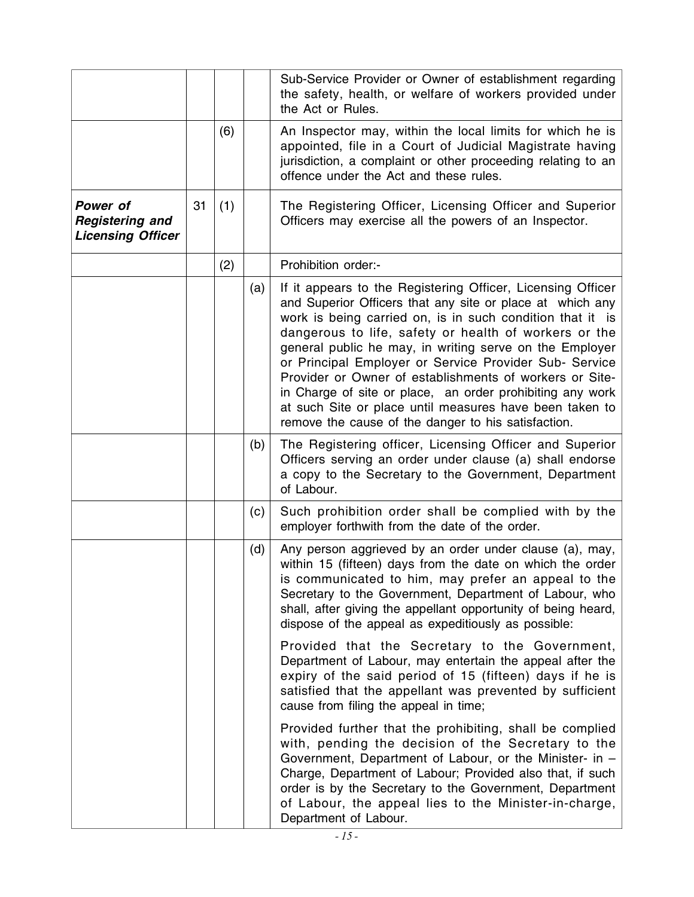|  |  |  |  |  |
|---|---|---|---|---|
|  |  |  |  | Sub-Service Provider or Owner of establishment regarding the safety, health, or welfare of workers provided under the Act or Rules. |
|  |  | (6) |  | An Inspector may, within the local limits for which he is appointed, file in a Court of Judicial Magistrate having jurisdiction, a complaint or other proceeding relating to an offence under the Act and these rules. |
| ***Power of Registering and Licensing Officer*** | 31 | (1) |  | The Registering Officer, Licensing Officer and Superior Officers may exercise all the powers of an Inspector. |
|  |  | (2) |  | Prohibition order:- |
|  |  |  | (a) | If it appears to the Registering Officer, Licensing Officer and Superior Officers that any site or place at which any work is being carried on, is in such condition that it is dangerous to life, safety or health of workers or the general public he may, in writing serve on the Employer or Principal Employer or Service Provider Sub- Service Provider or Owner of establishments of workers or Site-in Charge of site or place, an order prohibiting any work at such Site or place until measures have been taken to remove the cause of the danger to his satisfaction. |
|  |  |  | (b) | The Registering officer, Licensing Officer and Superior Officers serving an order under clause (a) shall endorse a copy to the Secretary to the Government, Department of Labour. |
|  |  |  | (c) | Such prohibition order shall be complied with by the employer forthwith from the date of the order. |
|  |  |  | (d) | Any person aggrieved by an order under clause (a), may, within 15 (fifteen) days from the date on which the order is communicated to him, may prefer an appeal to the Secretary to the Government, Department of Labour, who shall, after giving the appellant opportunity of being heard, dispose of the appeal as expeditiously as possible:<br><br>Provided that the Secretary to the Government, Department of Labour, may entertain the appeal after the expiry of the said period of 15 (fifteen) days if he is satisfied that the appellant was prevented by sufficient cause from filing the appeal in time;<br><br>Provided further that the prohibiting, shall be complied with, pending the decision of the Secretary to the Government, Department of Labour, or the Minister- in – Charge, Department of Labour; Provided also that, if such order is by the Secretary to the Government, Department of Labour, the appeal lies to the Minister-in-charge, Department of Labour. |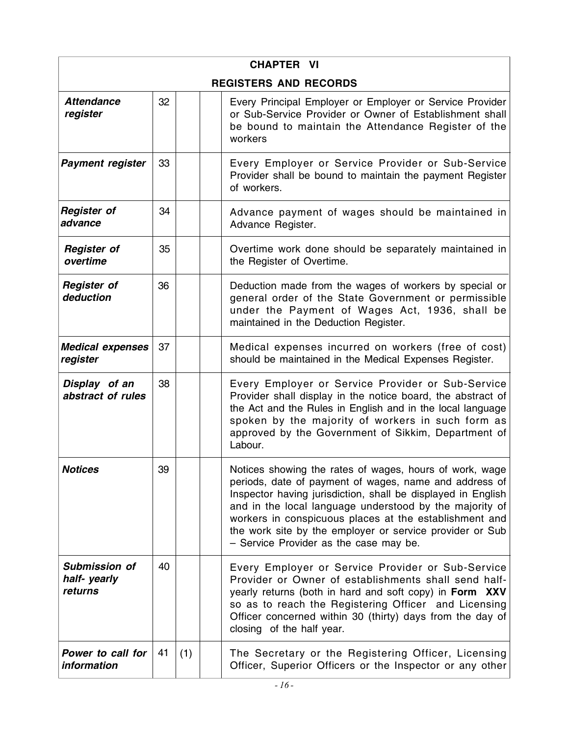| CHAPTER VI | | | | |
|---|---|---|---|---|
| **REGISTERS AND RECORDS** | | | | |
| ***Attendance register*** | 32 | | | Every Principal Employer or Employer or Service Provider or Sub-Service Provider or Owner of Establishment shall be bound to maintain the Attendance Register of the workers |
| ***Payment register*** | 33 | | | Every Employer or Service Provider or Sub-Service Provider shall be bound to maintain the payment Register of workers. |
| ***Register of advance*** | 34 | | | Advance payment of wages should be maintained in Advance Register. |
| ***Register of overtime*** | 35 | | | Overtime work done should be separately maintained in the Register of Overtime. |
| ***Register of deduction*** | 36 | | | Deduction made from the wages of workers by special or general order of the State Government or permissible under the Payment of Wages Act, 1936, shall be maintained in the Deduction Register. |
| ***Medical expenses register*** | 37 | | | Medical expenses incurred on workers (free of cost) should be maintained in the Medical Expenses Register. |
| ***Display of an abstract of rules*** | 38 | | | Every Employer or Service Provider or Sub-Service Provider shall display in the notice board, the abstract of the Act and the Rules in English and in the local language spoken by the majority of workers in such form as approved by the Government of Sikkim, Department of Labour. |
| ***Notices*** | 39 | | | Notices showing the rates of wages, hours of work, wage periods, date of payment of wages, name and address of Inspector having jurisdiction, shall be displayed in English and in the local language understood by the majority of workers in conspicuous places at the establishment and the work site by the employer or service provider or Sub – Service Provider as the case may be. |
| ***Submission of half- yearly returns*** | 40 | | | Every Employer or Service Provider or Sub-Service Provider or Owner of establishments shall send half-yearly returns (both in hard and soft copy) in **Form XXV** so as to reach the Registering Officer and Licensing Officer concerned within 30 (thirty) days from the day of closing of the half year. |
| ***Power to call for information*** | 41 | (1) | | The Secretary or the Registering Officer, Licensing Officer, Superior Officers or the Inspector or any other |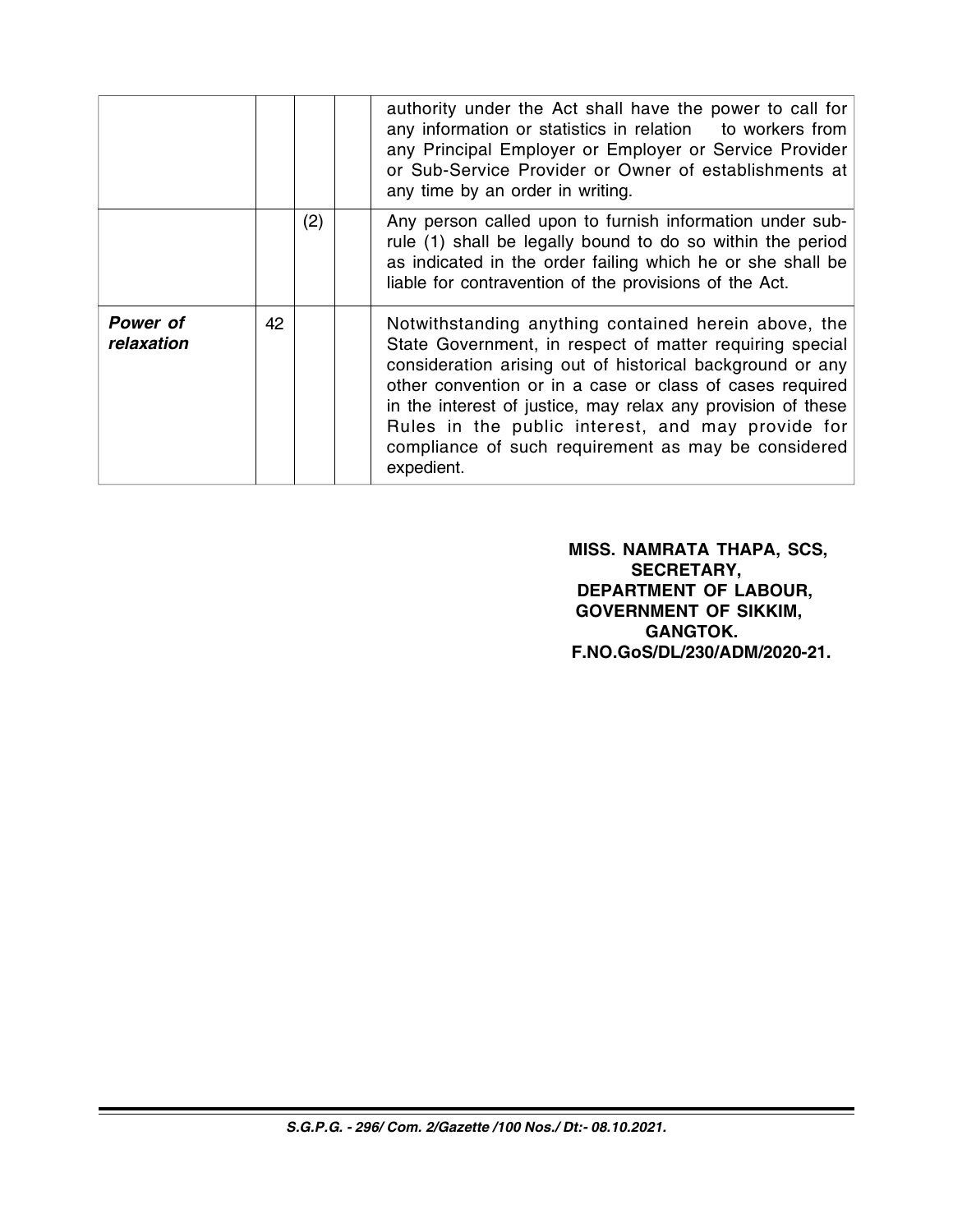| | | | | |
|---|---|---|---|---|
| | | | | authority under the Act shall have the power to call for any information or statistics in relation to workers from any Principal Employer or Employer or Service Provider or Sub-Service Provider or Owner of establishments at any time by an order in writing. |
| | | (2) | | Any person called upon to furnish information under sub-rule (1) shall be legally bound to do so within the period as indicated in the order failing which he or she shall be liable for contravention of the provisions of the Act. |
| ***Power of relaxation*** | 42 | | | Notwithstanding anything contained herein above, the State Government, in respect of matter requiring special consideration arising out of historical background or any other convention or in a case or class of cases required in the interest of justice, may relax any provision of these Rules in the public interest, and may provide for compliance of such requirement as may be considered expedient. |

**MISS. NAMRATA THAPA, SCS,**
**SECRETARY,**
**DEPARTMENT OF LABOUR,**
**GOVERNMENT OF SIKKIM,**
**GANGTOK.**
**F.NO.GoS/DL/230/ADM/2020-21.**

***S.G.P.G. - 296/ Com. 2/Gazette /100 Nos./ Dt:- 08.10.2021.***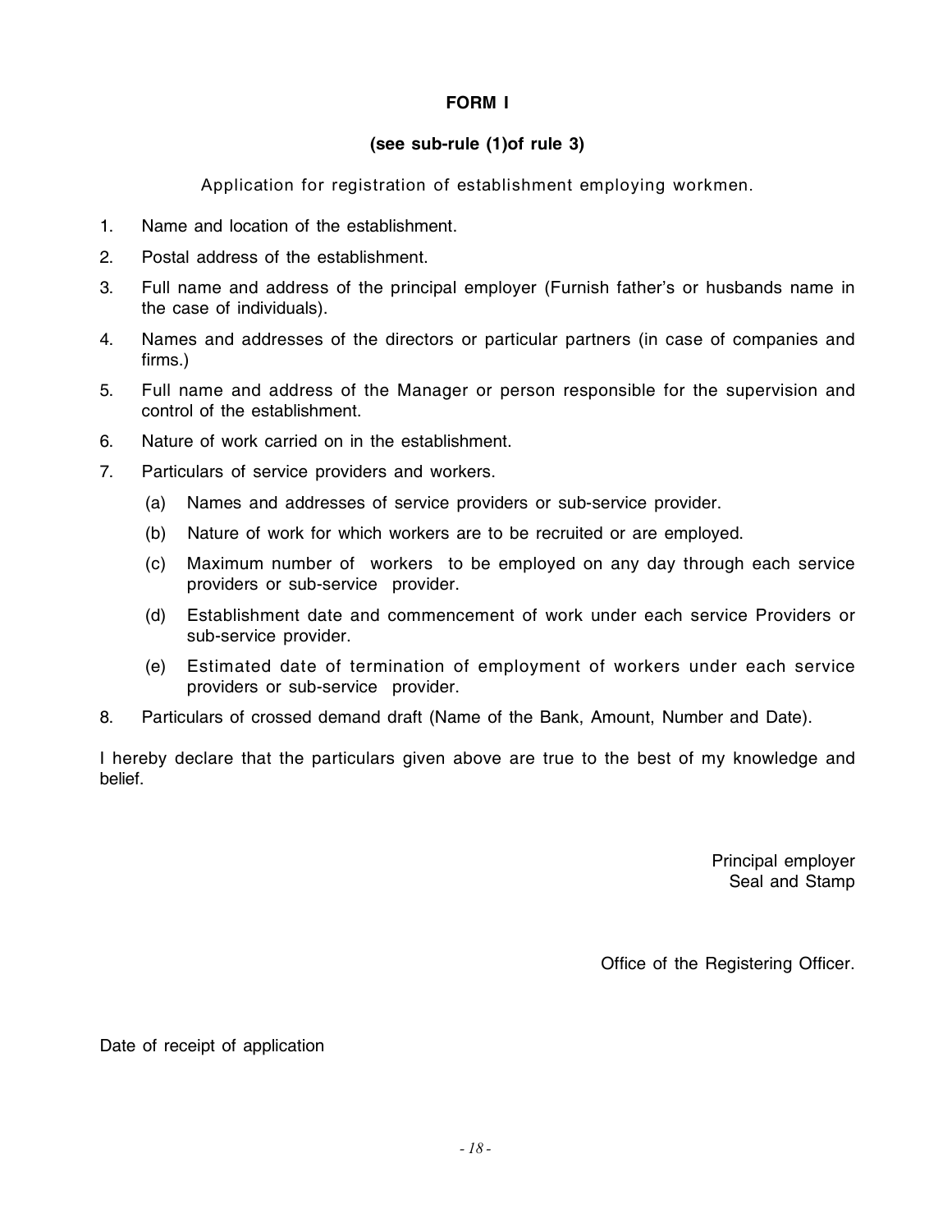## FORM I

### (see sub-rule (1)of rule 3)

Application for registration of establishment employing workmen.

1. Name and location of the establishment.
2. Postal address of the establishment.
3. Full name and address of the principal employer (Furnish father's or husbands name in the case of individuals).
4. Names and addresses of the directors or particular partners (in case of companies and firms.)
5. Full name and address of the Manager or person responsible for the supervision and control of the establishment.
6. Nature of work carried on in the establishment.
7. Particulars of service providers and workers.
   - (a) Names and addresses of service providers or sub-service provider.
   - (b) Nature of work for which workers are to be recruited or are employed.
   - (c) Maximum number of workers to be employed on any day through each service providers or sub-service provider.
   - (d) Establishment date and commencement of work under each service Providers or sub-service provider.
   - (e) Estimated date of termination of employment of workers under each service providers or sub-service provider.
8. Particulars of crossed demand draft (Name of the Bank, Amount, Number and Date).

I hereby declare that the particulars given above are true to the best of my knowledge and belief.

Principal employer
Seal and Stamp

Office of the Registering Officer.

Date of receipt of application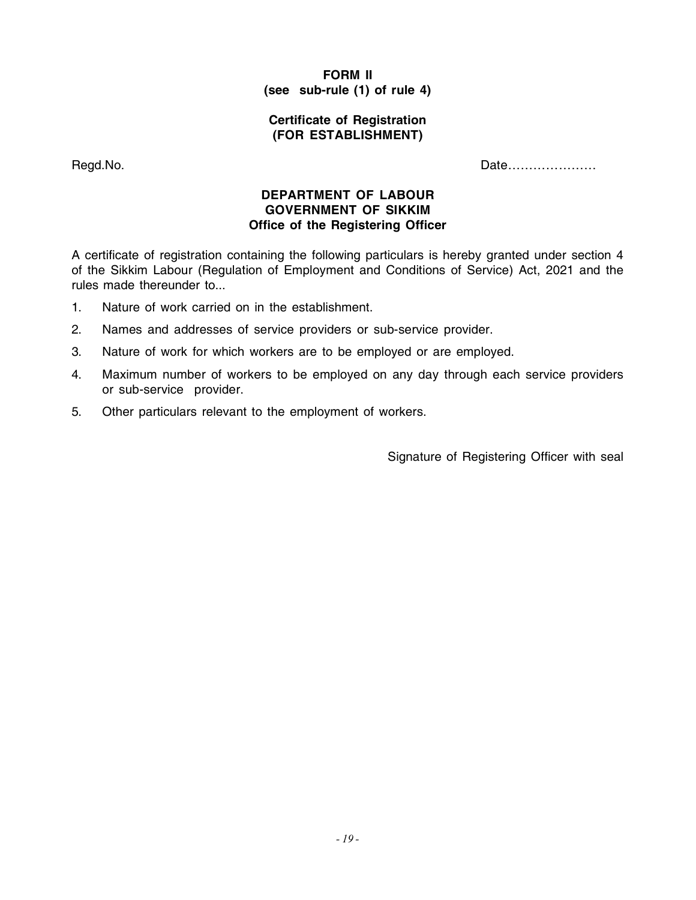**FORM II**
**(see sub-rule (1) of rule 4)**

**Certificate of Registration**
**(FOR ESTABLISHMENT)**

Regd.No. Date…………………

**DEPARTMENT OF LABOUR**
**GOVERNMENT OF SIKKIM**
**Office of the Registering Officer**

A certificate of registration containing the following particulars is hereby granted under section 4 of the Sikkim Labour (Regulation of Employment and Conditions of Service) Act, 2021 and the rules made thereunder to...

1. Nature of work carried on in the establishment.
2. Names and addresses of service providers or sub-service provider.
3. Nature of work for which workers are to be employed or are employed.
4. Maximum number of workers to be employed on any day through each service providers or sub-service provider.
5. Other particulars relevant to the employment of workers.

Signature of Registering Officer with seal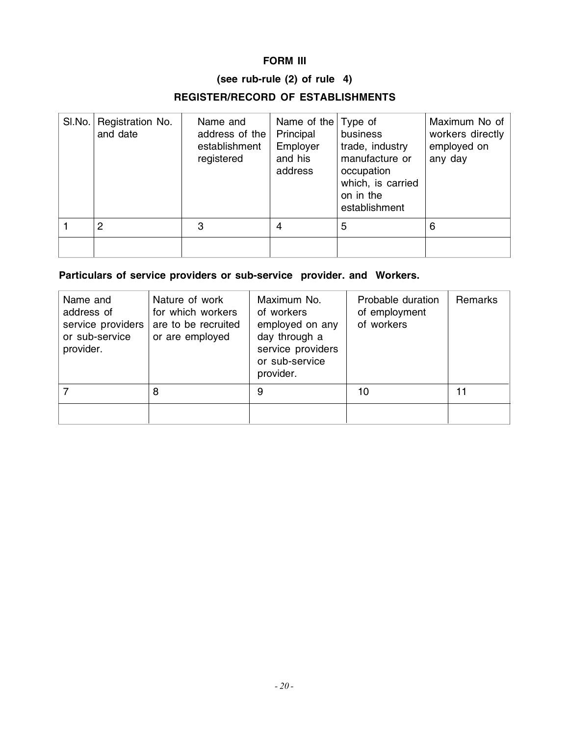# FORM III

**(see rub-rule (2) of rule 4)**

**REGISTER/RECORD OF ESTABLISHMENTS**

| Sl.No. | Registration No. and date | Name and address of the establishment registered | Name of the Principal Employer and his address | Type of business trade, industry manufacture or occupation which, is carried on in the establishment | Maximum No of workers directly employed on any day |
|---|---|---|---|---|---|
| 1 | 2 | 3 | 4 | 5 | 6 |
| | | | | | |

**Particulars of service providers or sub-service provider. and Workers.**

| Name and address of service providers or sub-service provider. | Nature of work for which workers are to be recruited or are employed | Maximum No. of workers employed on any day through a service providers or sub-service provider. | Probable duration of employment of workers | Remarks |
|---|---|---|---|---|
| 7 | 8 | 9 | 10 | 11 |
| | | | | |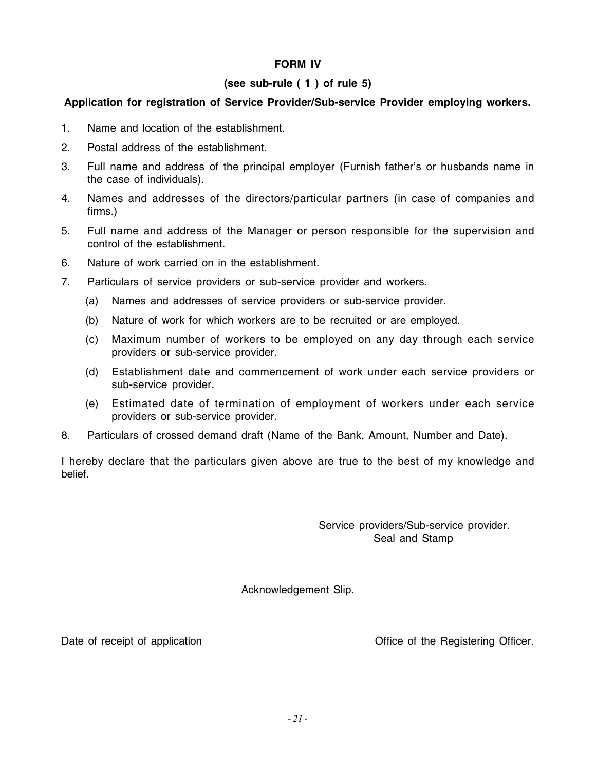## FORM IV

### (see sub-rule ( 1 ) of rule 5)

**Application for registration of Service Provider/Sub-service Provider employing workers.**

1. Name and location of the establishment.
2. Postal address of the establishment.
3. Full name and address of the principal employer (Furnish father's or husbands name in the case of individuals).
4. Names and addresses of the directors/particular partners (in case of companies and firms.)
5. Full name and address of the Manager or person responsible for the supervision and control of the establishment.
6. Nature of work carried on in the establishment.
7. Particulars of service providers or sub-service provider and workers.
   - (a) Names and addresses of service providers or sub-service provider.
   - (b) Nature of work for which workers are to be recruited or are employed.
   - (c) Maximum number of workers to be employed on any day through each service providers or sub-service provider.
   - (d) Establishment date and commencement of work under each service providers or sub-service provider.
   - (e) Estimated date of termination of employment of workers under each service providers or sub-service provider.
8. Particulars of crossed demand draft (Name of the Bank, Amount, Number and Date).

I hereby declare that the particulars given above are true to the best of my knowledge and belief.

Service providers/Sub-service provider.
Seal and Stamp

Acknowledgement Slip.

Date of receipt of application

Office of the Registering Officer.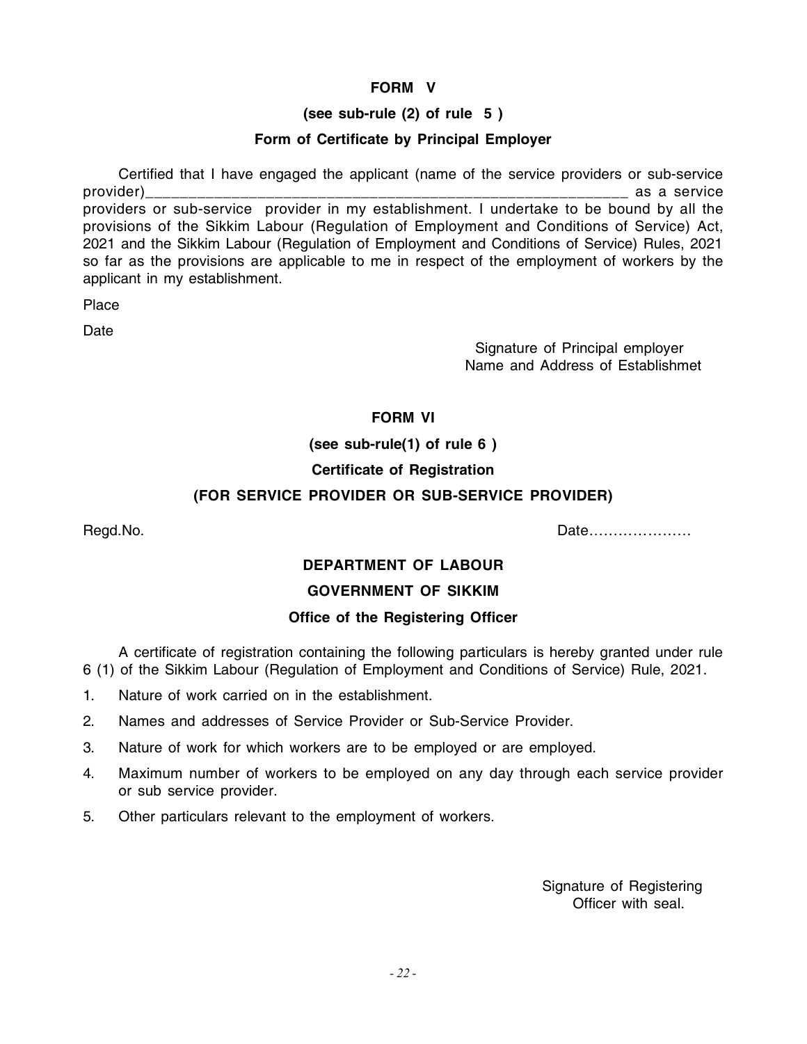**FORM V**

**(see sub-rule (2) of rule 5 )**

**Form of Certificate by Principal Employer**

Certified that I have engaged the applicant (name of the service providers or sub-service provider)____________________________________________________________ as a service providers or sub-service provider in my establishment. I undertake to be bound by all the provisions of the Sikkim Labour (Regulation of Employment and Conditions of Service) Act, 2021 and the Sikkim Labour (Regulation of Employment and Conditions of Service) Rules, 2021 so far as the provisions are applicable to me in respect of the employment of workers by the applicant in my establishment.

Place

Date

Signature of Principal employer
Name and Address of Establishmet

**FORM VI**

**(see sub-rule(1) of rule 6 )**

**Certificate of Registration**

**(FOR SERVICE PROVIDER OR SUB-SERVICE PROVIDER)**

Regd.No. Date…………………

**DEPARTMENT OF LABOUR**

**GOVERNMENT OF SIKKIM**

**Office of the Registering Officer**

A certificate of registration containing the following particulars is hereby granted under rule 6 (1) of the Sikkim Labour (Regulation of Employment and Conditions of Service) Rule, 2021.

1. Nature of work carried on in the establishment.
2. Names and addresses of Service Provider or Sub-Service Provider.
3. Nature of work for which workers are to be employed or are employed.
4. Maximum number of workers to be employed on any day through each service provider or sub service provider.
5. Other particulars relevant to the employment of workers.

Signature of Registering
Officer with seal.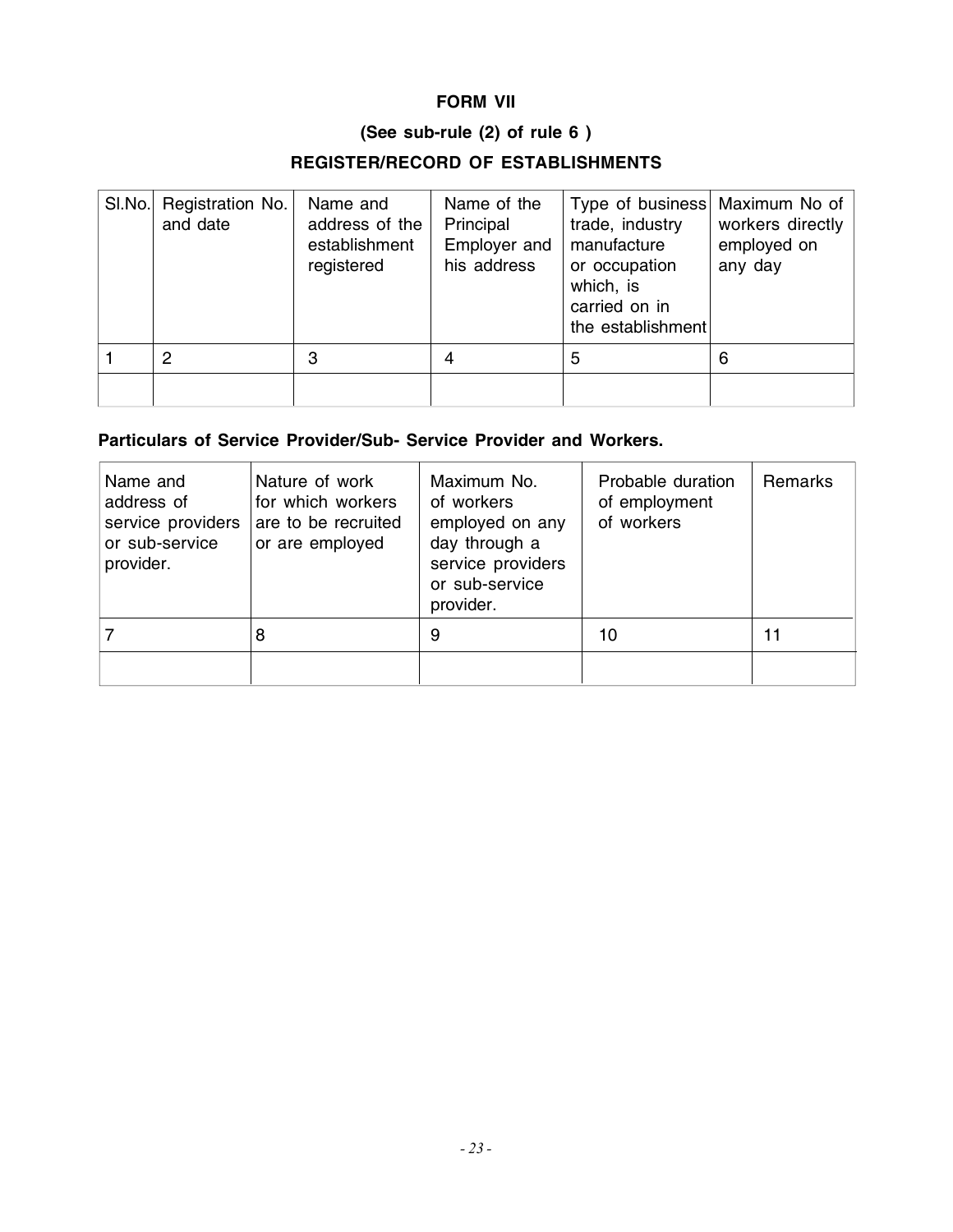**FORM VII**

**(See sub-rule (2) of rule 6 )**

**REGISTER/RECORD OF ESTABLISHMENTS**

| Sl.No. | Registration No. and date | Name and address of the establishment registered | Name of the Principal Employer and his address | Type of business trade, industry manufacture or occupation which, is carried on in the establishment | Maximum No of workers directly employed on any day |
|---|---|---|---|---|---|
| 1 | 2 | 3 | 4 | 5 | 6 |
| | | | | | |

**Particulars of Service Provider/Sub- Service Provider and Workers.**

| Name and address of service providers or sub-service provider. | Nature of work for which workers are to be recruited or are employed | Maximum No. of workers employed on any day through a service providers or sub-service provider. | Probable duration of employment of workers | Remarks |
|---|---|---|---|---|
| 7 | 8 | 9 | 10 | 11 |
| | | | | |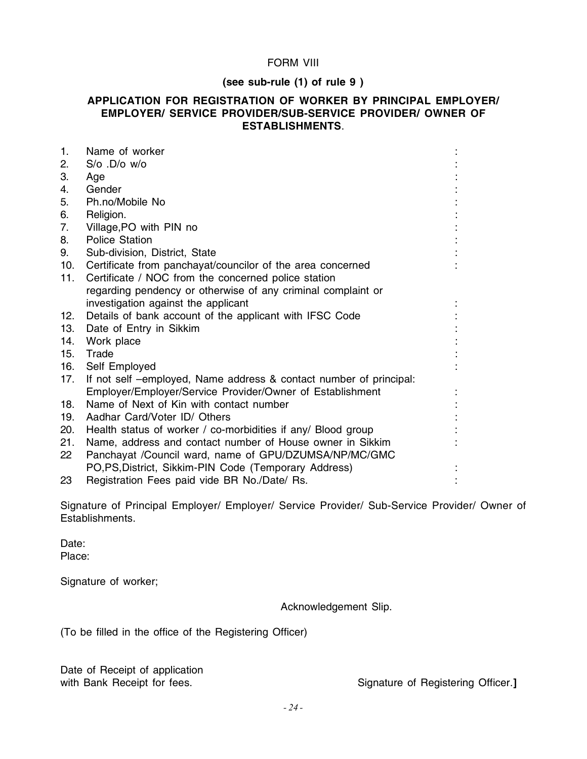FORM VIII

**(see sub-rule (1) of rule 9 )**

**APPLICATION FOR REGISTRATION OF WORKER BY PRINCIPAL EMPLOYER/ EMPLOYER/ SERVICE PROVIDER/SUB-SERVICE PROVIDER/ OWNER OF ESTABLISHMENTS**.

1. Name of worker :
2. S/o .D/o w/o :
3. Age :
4. Gender :
5. Ph.no/Mobile No :
6. Religion. :
7. Village,PO with PIN no :
8. Police Station :
9. Sub-division, District, State :
10. Certificate from panchayat/councilor of the area concerned :
11. Certificate / NOC from the concerned police station regarding pendency or otherwise of any criminal complaint or investigation against the applicant :
12. Details of bank account of the applicant with IFSC Code :
13. Date of Entry in Sikkim :
14. Work place :
15. Trade :
16. Self Employed :
17. If not self –employed, Name address & contact number of principal: Employer/Employer/Service Provider/Owner of Establishment :
18. Name of Next of Kin with contact number :
19. Aadhar Card/Voter ID/ Others :
20. Health status of worker / co-morbidities if any/ Blood group :
21. Name, address and contact number of House owner in Sikkim :
22. Panchayat /Council ward, name of GPU/DZUMSA/NP/MC/GMC PO,PS,District, Sikkim-PIN Code (Temporary Address) :
23. Registration Fees paid vide BR No./Date/ Rs. :

Signature of Principal Employer/ Employer/ Service Provider/ Sub-Service Provider/ Owner of Establishments.

Date:

Place:

Signature of worker;

Acknowledgement Slip.

(To be filled in the office of the Registering Officer)

Date of Receipt of application with Bank Receipt for fees.

Signature of Registering Officer.**]**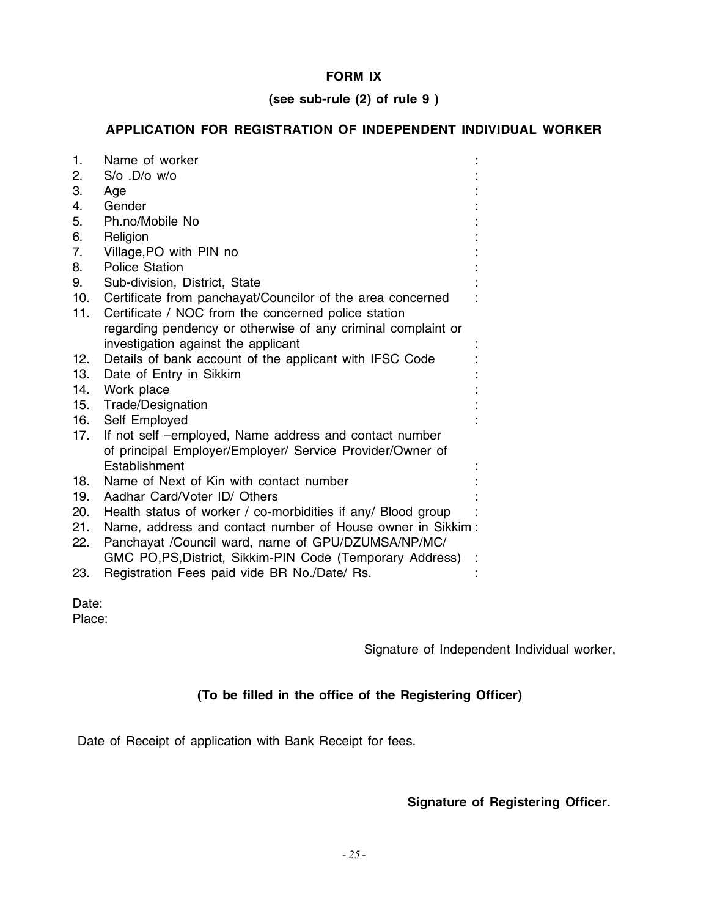**FORM IX**

**(see sub-rule (2) of rule 9 )**

**APPLICATION FOR REGISTRATION OF INDEPENDENT INDIVIDUAL WORKER**

1. Name of worker :
2. S/o .D/o w/o :
3. Age :
4. Gender :
5. Ph.no/Mobile No :
6. Religion :
7. Village,PO with PIN no :
8. Police Station :
9. Sub-division, District, State :
10. Certificate from panchayat/Councilor of the area concerned :
11. Certificate / NOC from the concerned police station regarding pendency or otherwise of any criminal complaint or investigation against the applicant :
12. Details of bank account of the applicant with IFSC Code :
13. Date of Entry in Sikkim :
14. Work place :
15. Trade/Designation :
16. Self Employed :
17. If not self –employed, Name address and contact number of principal Employer/Employer/ Service Provider/Owner of Establishment :
18. Name of Next of Kin with contact number :
19. Aadhar Card/Voter ID/ Others :
20. Health status of worker / co-morbidities if any/ Blood group :
21. Name, address and contact number of House owner in Sikkim :
22. Panchayat /Council ward, name of GPU/DZUMSA/NP/MC/ GMC PO,PS,District, Sikkim-PIN Code (Temporary Address) :
23. Registration Fees paid vide BR No./Date/ Rs. :

Date:
Place:

Signature of Independent Individual worker,

**(To be filled in the office of the Registering Officer)**

Date of Receipt of application with Bank Receipt for fees.

**Signature of Registering Officer.**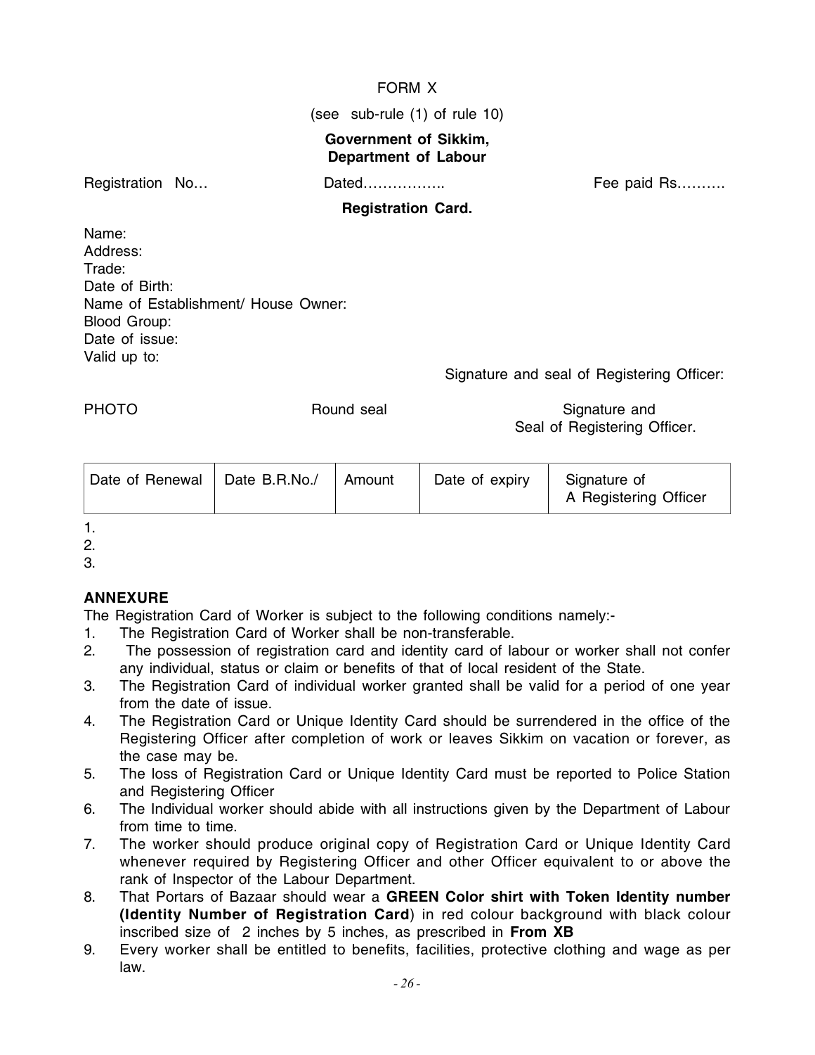FORM X

(see sub-rule (1) of rule 10)

**Government of Sikkim,**
**Department of Labour**

Registration No… Dated…………….. Fee paid Rs……….

**Registration Card.**

Name:
Address:
Trade:
Date of Birth:
Name of Establishment/ House Owner:
Blood Group:
Date of issue:
Valid up to:

Signature and seal of Registering Officer:

PHOTO Round seal Signature and Seal of Registering Officer.

| Date of Renewal | Date B.R.No./ | Amount | Date of expiry | Signature of A Registering Officer |
|---|---|---|---|---|

1.
2.
3.

**ANNEXURE**

The Registration Card of Worker is subject to the following conditions namely:-

1. The Registration Card of Worker shall be non-transferable.
2. The possession of registration card and identity card of labour or worker shall not confer any individual, status or claim or benefits of that of local resident of the State.
3. The Registration Card of individual worker granted shall be valid for a period of one year from the date of issue.
4. The Registration Card or Unique Identity Card should be surrendered in the office of the Registering Officer after completion of work or leaves Sikkim on vacation or forever, as the case may be.
5. The loss of Registration Card or Unique Identity Card must be reported to Police Station and Registering Officer
6. The Individual worker should abide with all instructions given by the Department of Labour from time to time.
7. The worker should produce original copy of Registration Card or Unique Identity Card whenever required by Registering Officer and other Officer equivalent to or above the rank of Inspector of the Labour Department.
8. That Portars of Bazaar should wear a **GREEN Color shirt with Token Identity number (Identity Number of Registration Card**) in red colour background with black colour inscribed size of 2 inches by 5 inches, as prescribed in **From XB**
9. Every worker shall be entitled to benefits, facilities, protective clothing and wage as per law.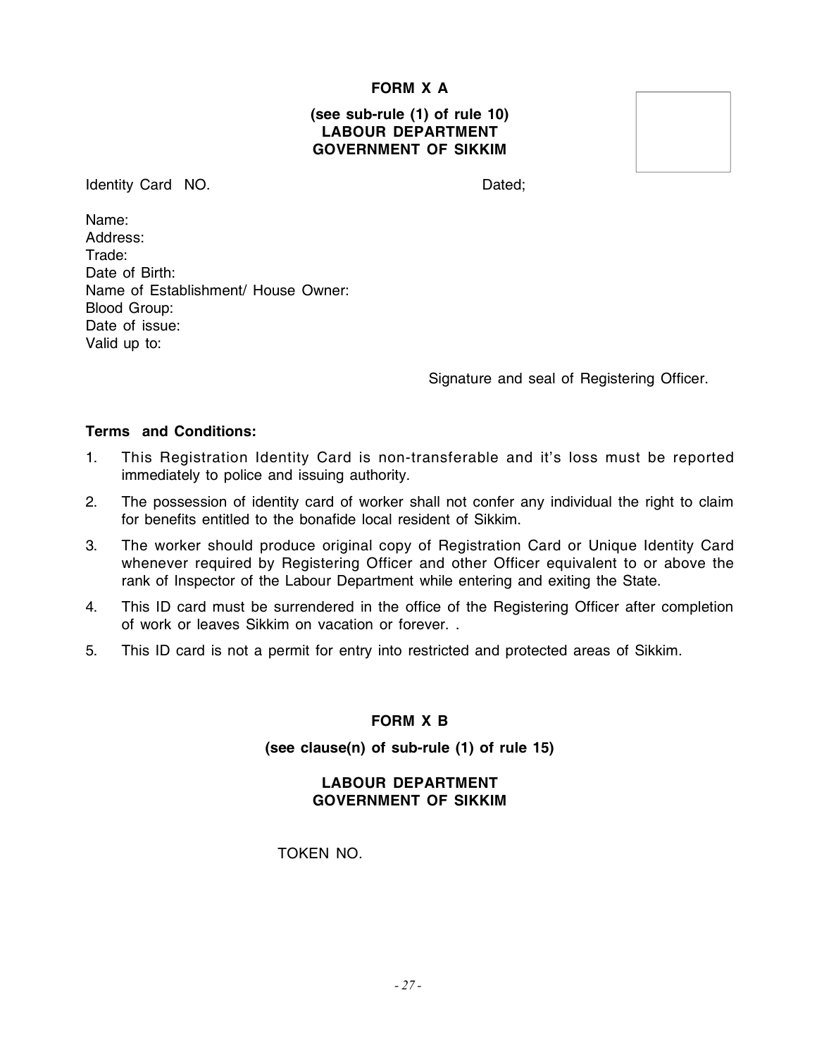**FORM X A**

**(see sub-rule (1) of rule 10)**
**LABOUR DEPARTMENT**
**GOVERNMENT OF SIKKIM**

Identity Card NO. Dated;

Name:
Address:
Trade:
Date of Birth:
Name of Establishment/ House Owner:
Blood Group:
Date of issue:
Valid up to:

Signature and seal of Registering Officer.

**Terms and Conditions:**

1. This Registration Identity Card is non-transferable and it's loss must be reported immediately to police and issuing authority.
2. The possession of identity card of worker shall not confer any individual the right to claim for benefits entitled to the bonafide local resident of Sikkim.
3. The worker should produce original copy of Registration Card or Unique Identity Card whenever required by Registering Officer and other Officer equivalent to or above the rank of Inspector of the Labour Department while entering and exiting the State.
4. This ID card must be surrendered in the office of the Registering Officer after completion of work or leaves Sikkim on vacation or forever. .
5. This ID card is not a permit for entry into restricted and protected areas of Sikkim.

**FORM X B**

**(see clause(n) of sub-rule (1) of rule 15)**

**LABOUR DEPARTMENT**
**GOVERNMENT OF SIKKIM**

TOKEN NO.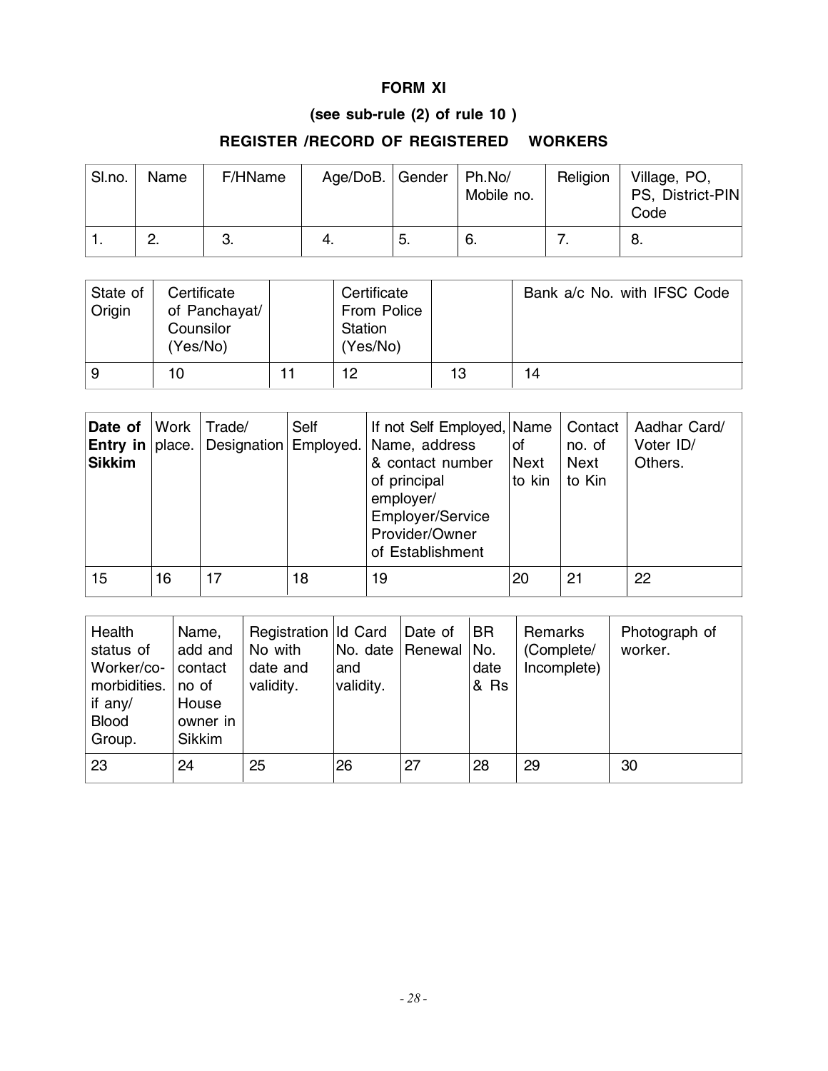**FORM XI**

**(see sub-rule (2) of rule 10 )**

**REGISTER /RECORD OF REGISTERED WORKERS**

| Sl.no. | Name | F/HName | Age/DoB. | Gender | Ph.No/ Mobile no. | Religion | Village, PO, PS, District-PIN Code |
|---|---|---|---|---|---|---|---|
| 1. | 2. | 3. | 4. | 5. | 6. | 7. | 8. |

| State of Origin | Certificate of Panchayat/ Counsilor (Yes/No) | | Certificate From Police Station (Yes/No) | | Bank a/c No. with IFSC Code |
|---|---|---|---|---|---|
| 9 | 10 | 11 | 12 | 13 | 14 |

| **Date of Entry in Sikkim** | Work place. | Trade/ Designation | Self Employed. | If not Self Employed, Name, address & contact number of principal employer/ Employer/Service Provider/Owner of Establishment | Name of Next to kin | Contact no. of Next to Kin | Aadhar Card/ Voter ID/ Others. |
|---|---|---|---|---|---|---|---|
| 15 | 16 | 17 | 18 | 19 | 20 | 21 | 22 |

| Health status of Worker/co-morbidities. if any/ Blood Group. | Name, add and contact no of House owner in Sikkim | Registration No with date and validity. | Id Card No. date and validity. | Date of Renewal | BR No. date & Rs | Remarks (Complete/ Incomplete) | Photograph of worker. |
|---|---|---|---|---|---|---|---|
| 23 | 24 | 25 | 26 | 27 | 28 | 29 | 30 |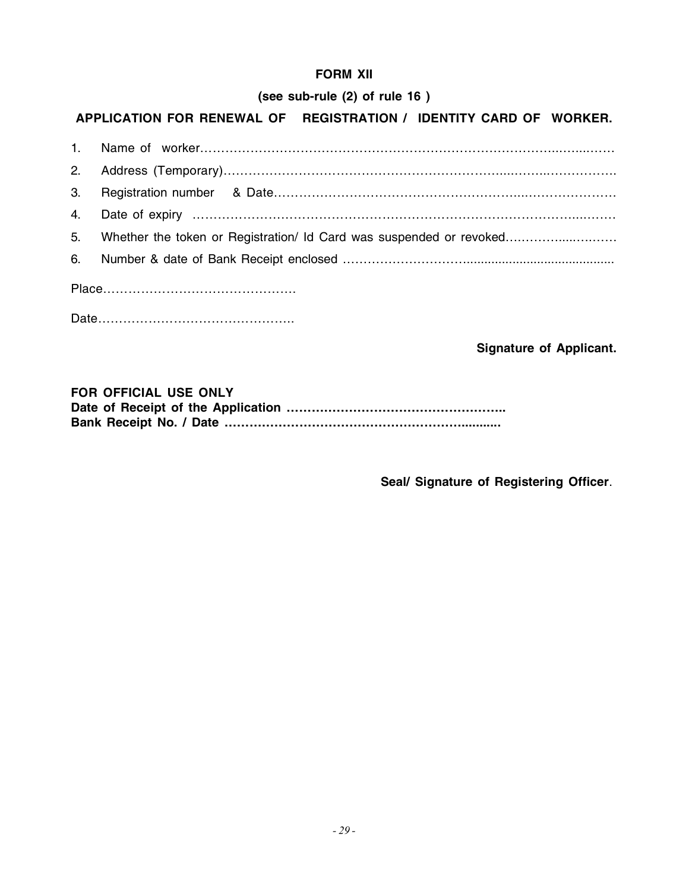**FORM XII**

**(see sub-rule (2) of rule 16 )**

**APPLICATION FOR RENEWAL OF REGISTRATION / IDENTITY CARD OF WORKER.**

1. Name of worker……………………………………………………………………………………………
2. Address (Temporary)………………………………………………………………………………………
3. Registration number & Date…………………………………………………………………………
4. Date of expiry ……………………………………………………………………………………………
5. Whether the token or Registration/ Id Card was suspended or revoked…………………………
6. Number & date of Bank Receipt enclosed …………………………………………………………

Place……………………………………….

Date………………………………………..

**Signature of Applicant.**

**FOR OFFICIAL USE ONLY**
**Date of Receipt of the Application ……………………………………………..**
**Bank Receipt No. / Date ………………………………………………………..........**

**Seal/ Signature of Registering Officer**.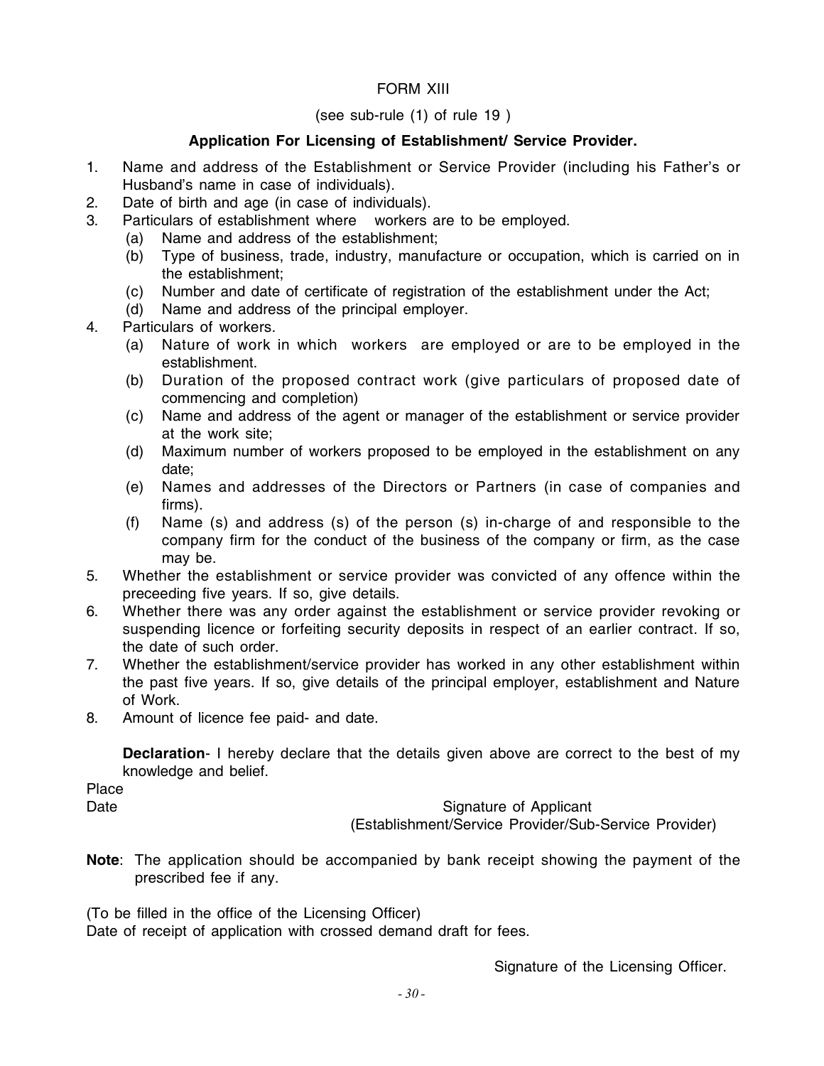# FORM XIII

(see sub-rule (1) of rule 19 )

**Application For Licensing of Establishment/ Service Provider.**

1. Name and address of the Establishment or Service Provider (including his Father's or Husband's name in case of individuals).
2. Date of birth and age (in case of individuals).
3. Particulars of establishment where workers are to be employed.
   (a) Name and address of the establishment;
   (b) Type of business, trade, industry, manufacture or occupation, which is carried on in the establishment;
   (c) Number and date of certificate of registration of the establishment under the Act;
   (d) Name and address of the principal employer.
4. Particulars of workers.
   (a) Nature of work in which workers are employed or are to be employed in the establishment.
   (b) Duration of the proposed contract work (give particulars of proposed date of commencing and completion)
   (c) Name and address of the agent or manager of the establishment or service provider at the work site;
   (d) Maximum number of workers proposed to be employed in the establishment on any date;
   (e) Names and addresses of the Directors or Partners (in case of companies and firms).
   (f) Name (s) and address (s) of the person (s) in-charge of and responsible to the company firm for the conduct of the business of the company or firm, as the case may be.
5. Whether the establishment or service provider was convicted of any offence within the preceeding five years. If so, give details.
6. Whether there was any order against the establishment or service provider revoking or suspending licence or forfeiting security deposits in respect of an earlier contract. If so, the date of such order.
7. Whether the establishment/service provider has worked in any other establishment within the past five years. If so, give details of the principal employer, establishment and Nature of Work.
8. Amount of licence fee paid- and date.

**Declaration**- I hereby declare that the details given above are correct to the best of my knowledge and belief.

Place

Date

Signature of Applicant
(Establishment/Service Provider/Sub-Service Provider)

**Note**: The application should be accompanied by bank receipt showing the payment of the prescribed fee if any.

(To be filled in the office of the Licensing Officer)

Date of receipt of application with crossed demand draft for fees.

Signature of the Licensing Officer.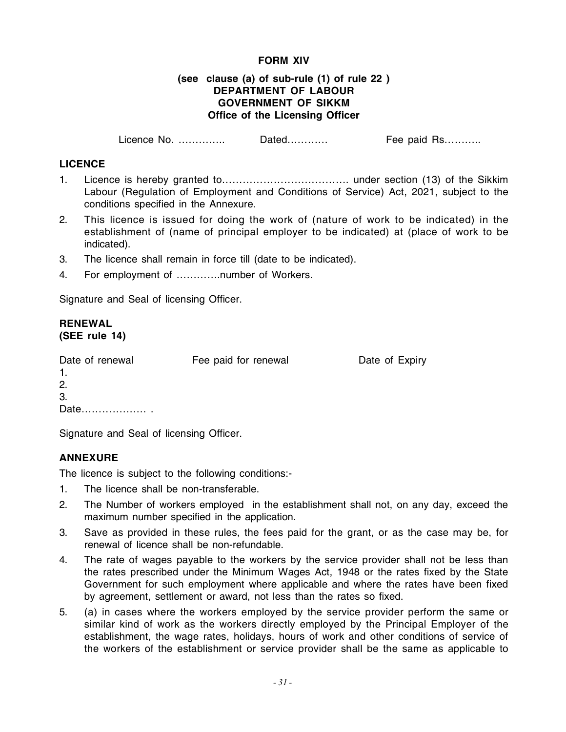**FORM XIV**

**(see clause (a) of sub-rule (1) of rule 22 )**
**DEPARTMENT OF LABOUR**
**GOVERNMENT OF SIKKM**
**Office of the Licensing Officer**

Licence No. ………….. Dated………… Fee paid Rs………..

**LICENCE**

1. Licence is hereby granted to………………………………. under section (13) of the Sikkim Labour (Regulation of Employment and Conditions of Service) Act, 2021, subject to the conditions specified in the Annexure.
2. This licence is issued for doing the work of (nature of work to be indicated) in the establishment of (name of principal employer to be indicated) at (place of work to be indicated).
3. The licence shall remain in force till (date to be indicated).
4. For employment of ………….number of Workers.

Signature and Seal of licensing Officer.

**RENEWAL**
**(SEE rule 14)**

| Date of renewal | Fee paid for renewal | Date of Expiry |
|---|---|---|
| 1. | | |
| 2. | | |
| 3. | | |

Date………………. .

Signature and Seal of licensing Officer.

**ANNEXURE**

The licence is subject to the following conditions:-

1. The licence shall be non-transferable.
2. The Number of workers employed in the establishment shall not, on any day, exceed the maximum number specified in the application.
3. Save as provided in these rules, the fees paid for the grant, or as the case may be, for renewal of licence shall be non-refundable.
4. The rate of wages payable to the workers by the service provider shall not be less than the rates prescribed under the Minimum Wages Act, 1948 or the rates fixed by the State Government for such employment where applicable and where the rates have been fixed by agreement, settlement or award, not less than the rates so fixed.
5. (a) in cases where the workers employed by the service provider perform the same or similar kind of work as the workers directly employed by the Principal Employer of the establishment, the wage rates, holidays, hours of work and other conditions of service of the workers of the establishment or service provider shall be the same as applicable to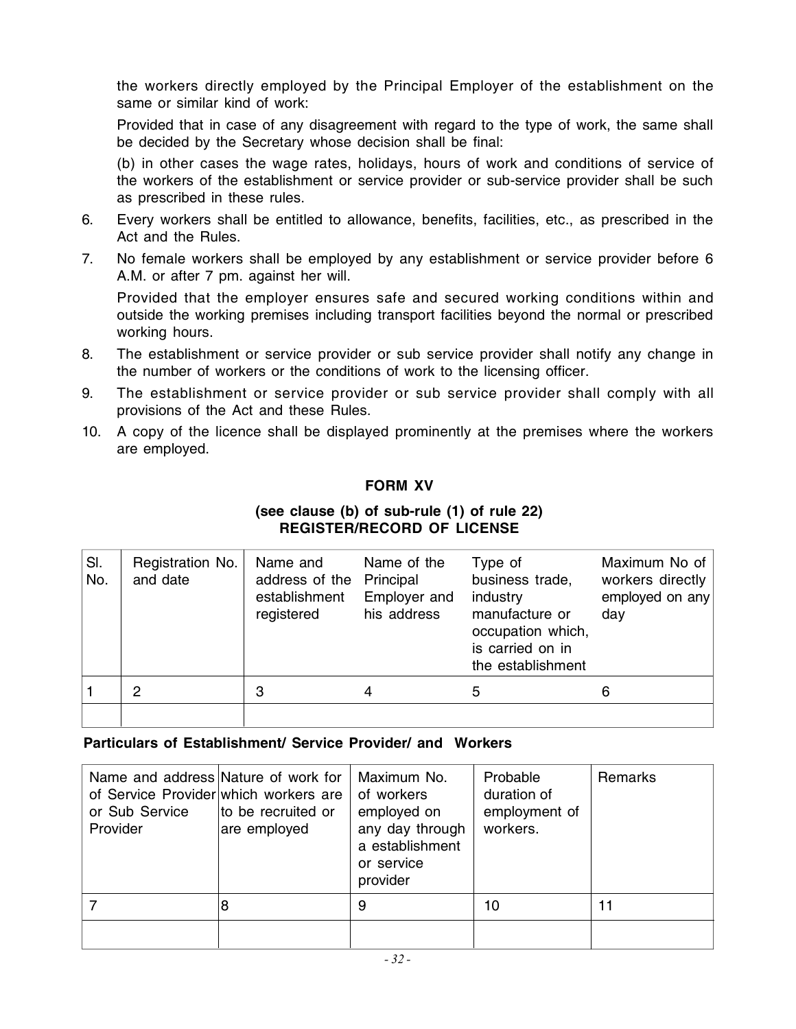the workers directly employed by the Principal Employer of the establishment on the same or similar kind of work:

Provided that in case of any disagreement with regard to the type of work, the same shall be decided by the Secretary whose decision shall be final:

(b) in other cases the wage rates, holidays, hours of work and conditions of service of the workers of the establishment or service provider or sub-service provider shall be such as prescribed in these rules.

6. Every workers shall be entitled to allowance, benefits, facilities, etc., as prescribed in the Act and the Rules.

7. No female workers shall be employed by any establishment or service provider before 6 A.M. or after 7 pm. against her will.

   Provided that the employer ensures safe and secured working conditions within and outside the working premises including transport facilities beyond the normal or prescribed working hours.

8. The establishment or service provider or sub service provider shall notify any change in the number of workers or the conditions of work to the licensing officer.

9. The establishment or service provider or sub service provider shall comply with all provisions of the Act and these Rules.

10. A copy of the licence shall be displayed prominently at the premises where the workers are employed.

## FORM XV

**(see clause (b) of sub-rule (1) of rule 22)**
**REGISTER/RECORD OF LICENSE**

| Sl. No. | Registration No. and date | Name and address of the establishment registered | Name of the Principal Employer and his address | Type of business trade, industry manufacture or occupation which, is carried on in the establishment | Maximum No of workers directly employed on any day |
|---|---|---|---|---|---|
| 1 | 2 | 3 | 4 | 5 | 6 |
| | | | | | |

**Particulars of Establishment/ Service Provider/ and Workers**

| Name and address of Service Provider or Sub Service Provider | Nature of work for which workers are to be recruited or are employed | Maximum No. of workers employed on any day through a establishment or service provider | Probable duration of employment of workers. | Remarks |
|---|---|---|---|---|
| 7 | 8 | 9 | 10 | 11 |
| | | | | |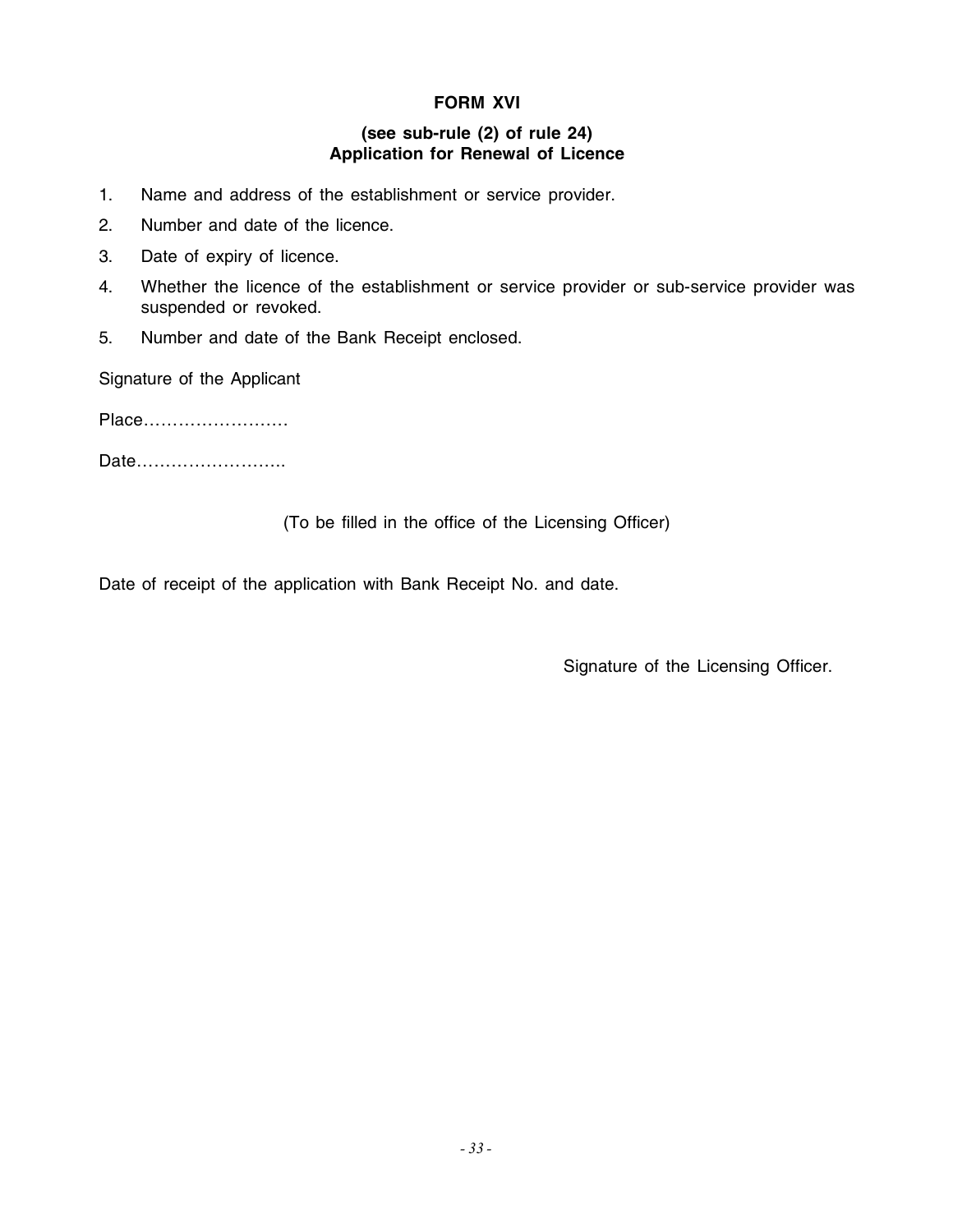**FORM XVI**

**(see sub-rule (2) of rule 24)**
**Application for Renewal of Licence**

1. Name and address of the establishment or service provider.
2. Number and date of the licence.
3. Date of expiry of licence.
4. Whether the licence of the establishment or service provider or sub-service provider was suspended or revoked.
5. Number and date of the Bank Receipt enclosed.

Signature of the Applicant

Place……………………

Date…………………….

(To be filled in the office of the Licensing Officer)

Date of receipt of the application with Bank Receipt No. and date.

Signature of the Licensing Officer.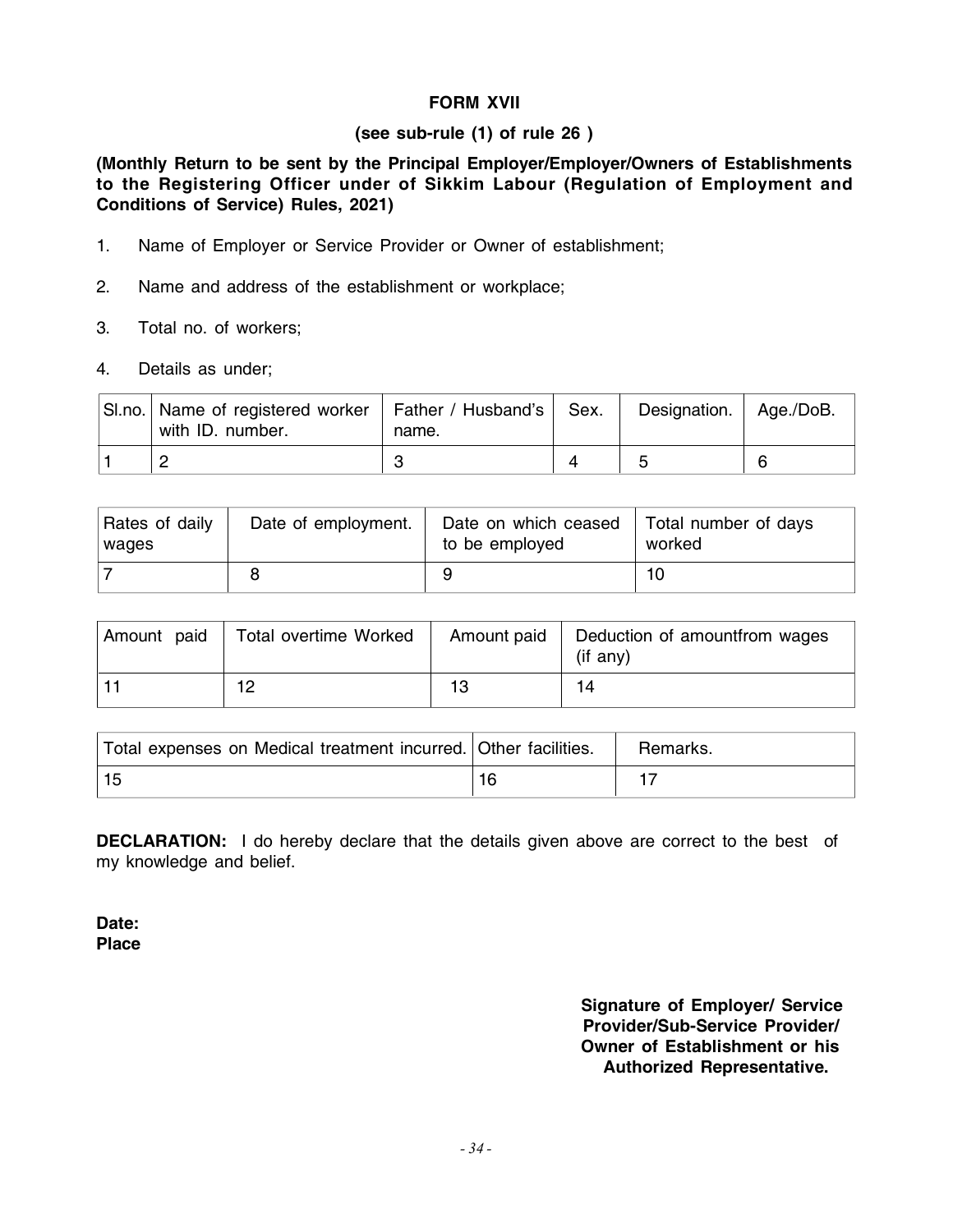**FORM XVII**

**(see sub-rule (1) of rule 26 )**

**(Monthly Return to be sent by the Principal Employer/Employer/Owners of Establishments to the Registering Officer under of Sikkim Labour (Regulation of Employment and Conditions of Service) Rules, 2021)**

1. Name of Employer or Service Provider or Owner of establishment;
2. Name and address of the establishment or workplace;
3. Total no. of workers;
4. Details as under;

| Sl.no. | Name of registered worker with ID. number. | Father / Husband's name. | Sex. | Designation. | Age./DoB. |
|---|---|---|---|---|---|
| 1 | 2 | 3 | 4 | 5 | 6 |

| Rates of daily wages | Date of employment. | Date on which ceased to be employed | Total number of days worked |
|---|---|---|---|
| 7 | 8 | 9 | 10 |

| Amount paid | Total overtime Worked | Amount paid | Deduction of amountfrom wages (if any) |
|---|---|---|---|
| 11 | 12 | 13 | 14 |

| Total expenses on Medical treatment incurred. | Other facilities. | Remarks. |
|---|---|---|
| 15 | 16 | 17 |

**DECLARATION:** I do hereby declare that the details given above are correct to the best of my knowledge and belief.

**Date:**
**Place**

**Signature of Employer/ Service Provider/Sub-Service Provider/ Owner of Establishment or his Authorized Representative.**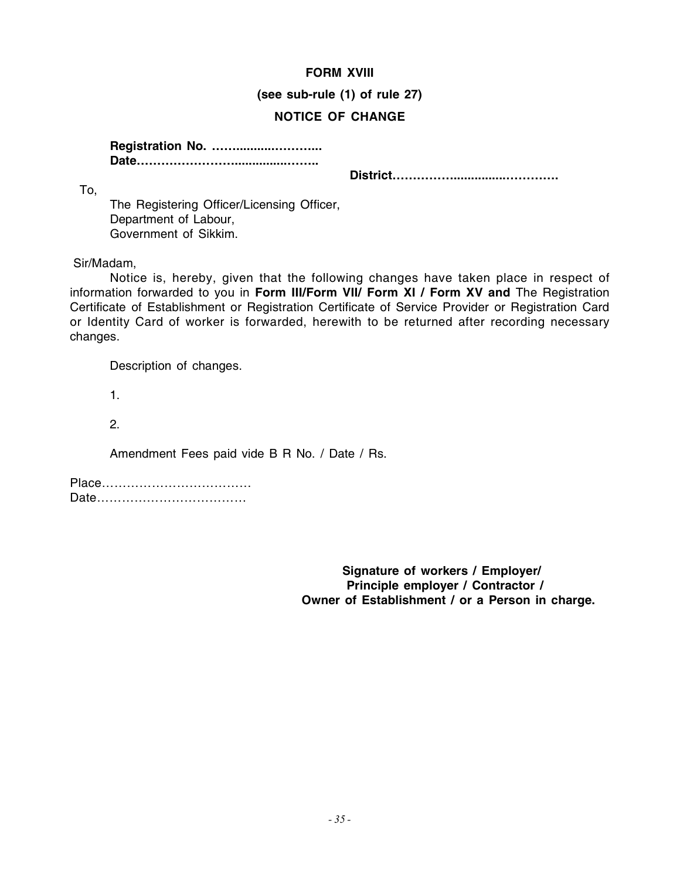**FORM XVIII**

**(see sub-rule (1) of rule 27)**

**NOTICE OF CHANGE**

**Registration No. …….........………..**
**Date……………………...............……..**

**District………….............………….**

To,

The Registering Officer/Licensing Officer,
Department of Labour,
Government of Sikkim.

Sir/Madam,

Notice is, hereby, given that the following changes have taken place in respect of information forwarded to you in **Form III/Form VII/ Form XI / Form XV and** The Registration Certificate of Establishment or Registration Certificate of Service Provider or Registration Card or Identity Card of worker is forwarded, herewith to be returned after recording necessary changes.

Description of changes.

1.

2.

Amendment Fees paid vide B R No. / Date / Rs.

Place………………………………
Date………………………………

**Signature of workers / Employer/ Principle employer / Contractor / Owner of Establishment / or a Person in charge.**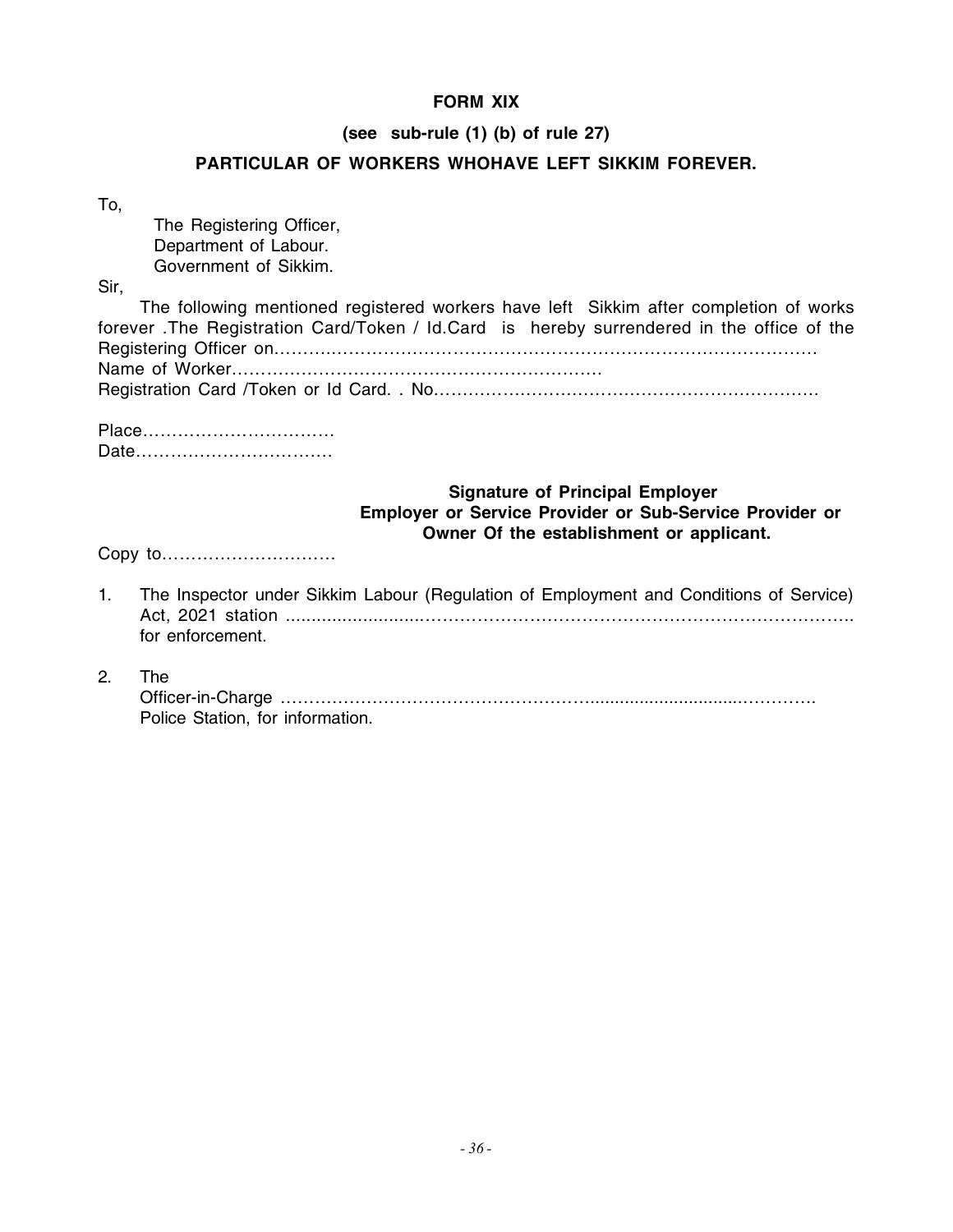**FORM XIX**

**(see sub-rule (1) (b) of rule 27)**

**PARTICULAR OF WORKERS WHOHAVE LEFT SIKKIM FOREVER.**

To,

The Registering Officer,
Department of Labour.
Government of Sikkim.

Sir,

The following mentioned registered workers have left Sikkim after completion of works forever .The Registration Card/Token / Id.Card is hereby surrendered in the office of the Registering Officer on……………………………………………………………………………………
Name of Worker………………………………………………………
Registration Card /Token or Id Card. . No……………………………………………………………

Place……………………………
Date……………………………

**Signature of Principal Employer**
**Employer or Service Provider or Sub-Service Provider or Owner Of the establishment or applicant.**

Copy to…………………………

1. The Inspector under Sikkim Labour (Regulation of Employment and Conditions of Service) Act, 2021 station ......................……………………………………………………………… for enforcement.

2. The
   Officer-in-Charge ……………………………………………..........................…………
   Police Station, for information.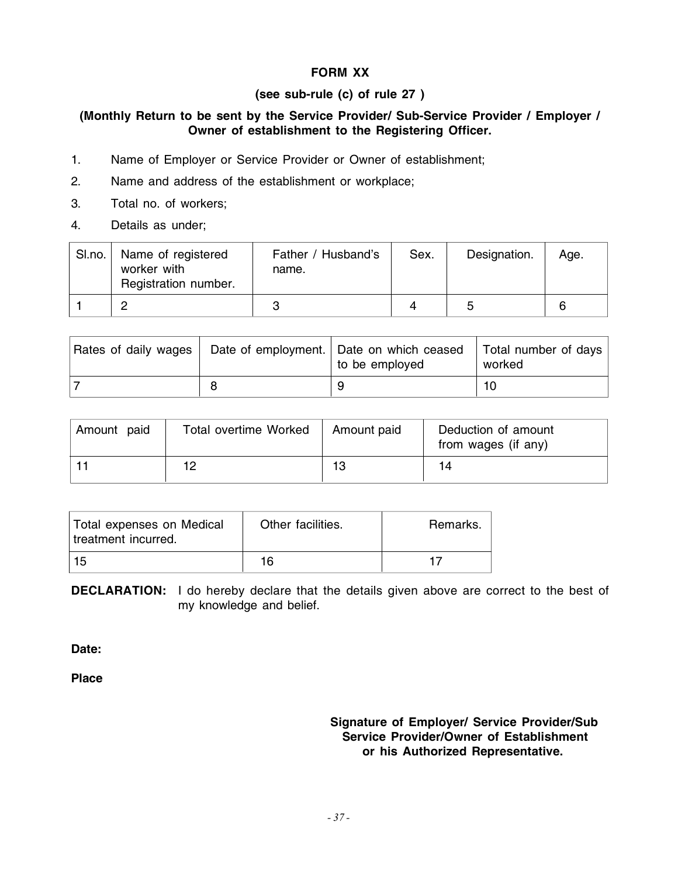**FORM XX**

**(see sub-rule (c) of rule 27 )**

**(Monthly Return to be sent by the Service Provider/ Sub-Service Provider / Employer / Owner of establishment to the Registering Officer.**

1. Name of Employer or Service Provider or Owner of establishment;
2. Name and address of the establishment or workplace;
3. Total no. of workers;
4. Details as under;

| Sl.no. | Name of registered worker with Registration number. | Father / Husband's name. | Sex. | Designation. | Age. |
|---|---|---|---|---|---|
| 1 | 2 | 3 | 4 | 5 | 6 |

| Rates of daily wages | Date of employment. | Date on which ceased to be employed | Total number of days worked |
|---|---|---|---|
| 7 | 8 | 9 | 10 |

| Amount paid | Total overtime Worked | Amount paid | Deduction of amount from wages (if any) |
|---|---|---|---|
| 11 | 12 | 13 | 14 |

| Total expenses on Medical treatment incurred. | Other facilities. | Remarks. |
|---|---|---|
| 15 | 16 | 17 |

**DECLARATION:** I do hereby declare that the details given above are correct to the best of my knowledge and belief.

**Date:**

**Place**

**Signature of Employer/ Service Provider/Sub Service Provider/Owner of Establishment or his Authorized Representative.**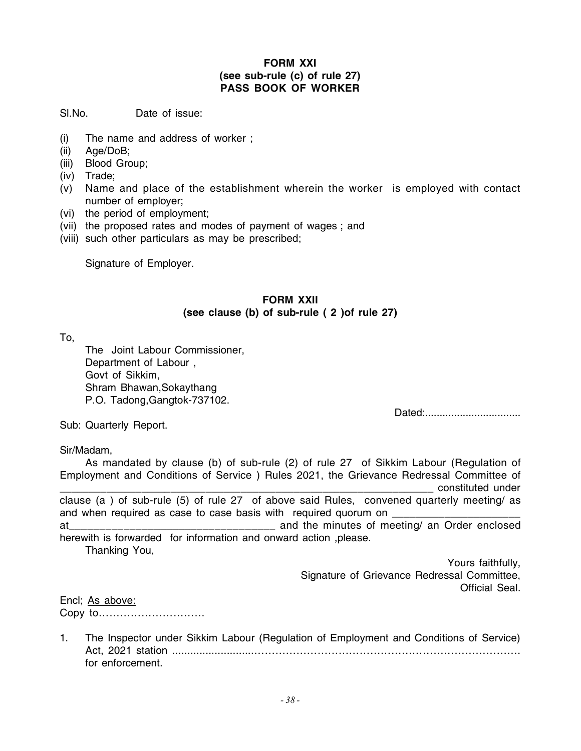**FORM XXI**
**(see sub-rule (c) of rule 27)**
**PASS BOOK OF WORKER**

Sl.No. Date of issue:

(i) The name and address of worker ;
(ii) Age/DoB;
(iii) Blood Group;
(iv) Trade;
(v) Name and place of the establishment wherein the worker is employed with contact number of employer;
(vi) the period of employment;
(vii) the proposed rates and modes of payment of wages ; and
(viii) such other particulars as may be prescribed;

Signature of Employer.

**FORM XXII**
**(see clause (b) of sub-rule ( 2 )of rule 27)**

To,

The Joint Labour Commissioner,
Department of Labour ,
Govt of Sikkim,
Shram Bhawan,Sokaythang
P.O. Tadong,Gangtok-737102.

Dated:................................

Sub: Quarterly Report.

Sir/Madam,

As mandated by clause (b) of sub-rule (2) of rule 27 of Sikkim Labour (Regulation of Employment and Conditions of Service ) Rules 2021, the Grievance Redressal Committee of ________________________________________________________________ constituted under clause (a ) of sub-rule (5) of rule 27 of above said Rules, convened quarterly meeting/ as and when required as case to case basis with required quorum on _____________________ at__________________________________ and the minutes of meeting/ an Order enclosed herewith is forwarded for information and onward action ,please.

Thanking You,

Yours faithfully,
Signature of Grievance Redressal Committee,
Official Seal.

Encl; As above:
Copy to…………………………

1. The Inspector under Sikkim Labour (Regulation of Employment and Conditions of Service) Act, 2021 station ......................………………………………………………………………… for enforcement.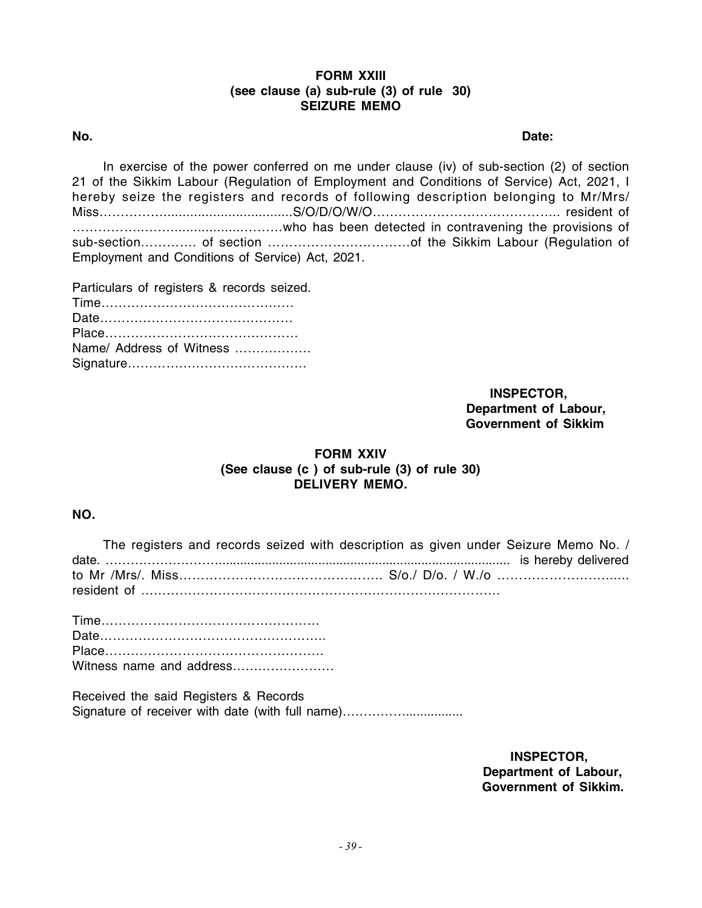**FORM XXIII**
**(see clause (a) sub-rule (3) of rule 30)**
**SEIZURE MEMO**

**No.** **Date:**

In exercise of the power conferred on me under clause (iv) of sub-section (2) of section 21 of the Sikkim Labour (Regulation of Employment and Conditions of Service) Act, 2021, I hereby seize the registers and records of following description belonging to Mr/Mrs/ Miss…………….................................S/O/D/O/W/O…………………………………….. resident of ……………..……..........…..………who has been detected in contravening the provisions of sub-section…………. of section ……………………………of the Sikkim Labour (Regulation of Employment and Conditions of Service) Act, 2021.

Particulars of registers & records seized.
Time………………………………………
Date………………………………………
Place………………………………………
Name/ Address of Witness ………………
Signature……………………………………

**INSPECTOR,**
**Department of Labour,**
**Government of Sikkim**

**FORM XXIV**
**(See clause (c ) of sub-rule (3) of rule 30)**
**DELIVERY MEMO.**

**NO.**

The registers and records seized with description as given under Seizure Memo No. / date. …………………….................................................................................... is hereby delivered to Mr /Mrs/. Miss……………………………………….. S/o./ D/o. / W./o …………………….….. resident of ……………………………………………………………………………

Time……………………………………..……
Date……………………………………………..
Place……………………………………………
Witness name and address……………………

Received the said Registers & Records
Signature of receiver with date (with full name)……………................

**INSPECTOR,**
**Department of Labour,**
**Government of Sikkim.**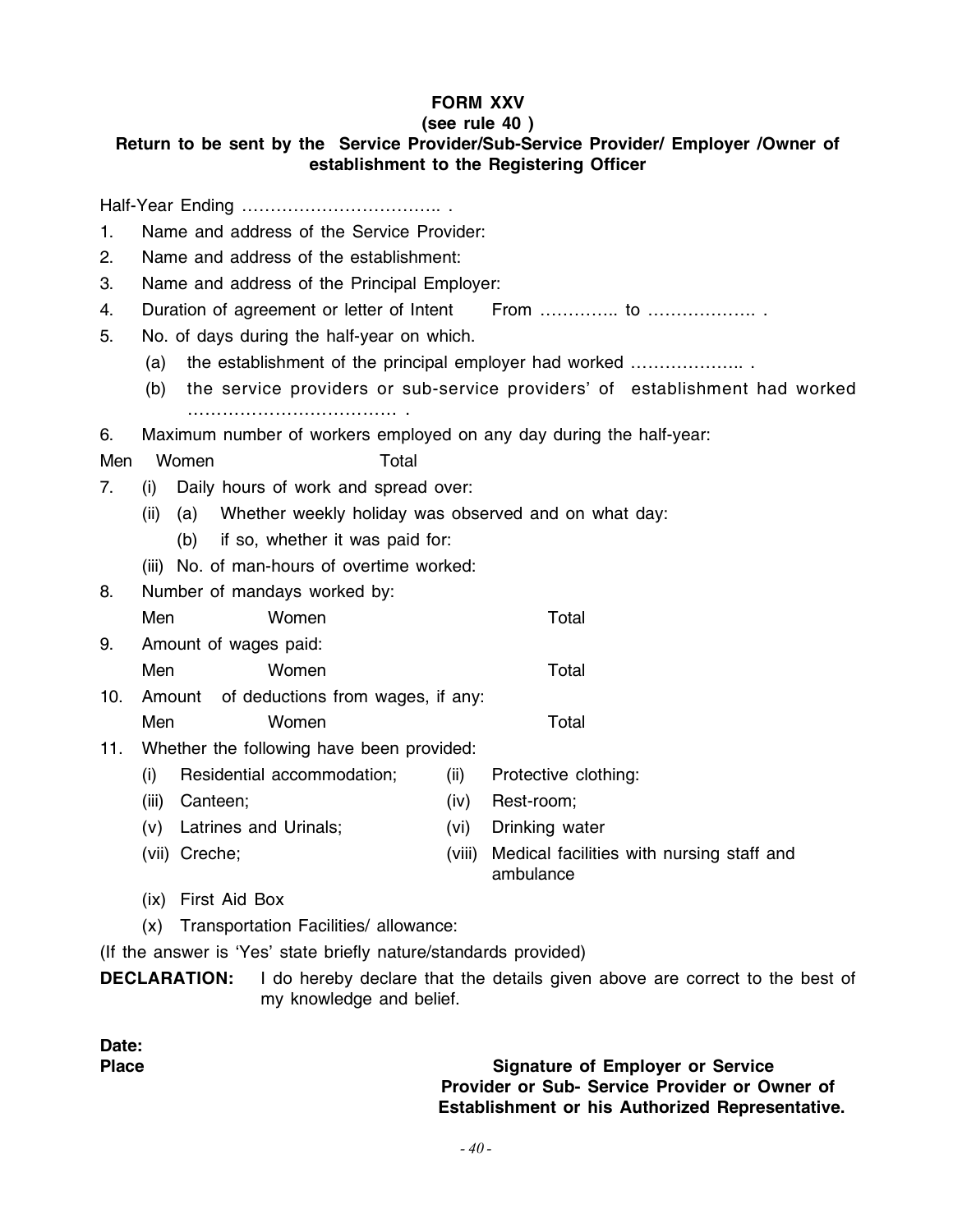**FORM XXV**

**(see rule 40 )**

**Return to be sent by the Service Provider/Sub-Service Provider/ Employer /Owner of establishment to the Registering Officer**

Half-Year Ending …………………………….. .

1. Name and address of the Service Provider:
2. Name and address of the establishment:
3. Name and address of the Principal Employer:
4. Duration of agreement or letter of Intent From ………….. to ………………. .
5. No. of days during the half-year on which.
   (a) the establishment of the principal employer had worked ……………….. .
   (b) the service providers or sub-service providers' of establishment had worked ……………………………… .
6. Maximum number of workers employed on any day during the half-year:

Men Women Total

7. (i) Daily hours of work and spread over:
   (ii) (a) Whether weekly holiday was observed and on what day:
   (b) if so, whether it was paid for:
   (iii) No. of man-hours of overtime worked:
8. Number of mandays worked by:
   Men Women Total
9. Amount of wages paid:
   Men Women Total
10. Amount of deductions from wages, if any:
    Men Women Total
11. Whether the following have been provided:
    (i) Residential accommodation;
    (ii) Protective clothing:
    (iii) Canteen;
    (iv) Rest-room;
    (v) Latrines and Urinals;
    (vi) Drinking water
    (vii) Creche;
    (viii) Medical facilities with nursing staff and ambulance
    (ix) First Aid Box
    (x) Transportation Facilities/ allowance:

(If the answer is 'Yes' state briefly nature/standards provided)

**DECLARATION:** I do hereby declare that the details given above are correct to the best of my knowledge and belief.

**Date:**

**Place**

**Signature of Employer or Service Provider or Sub- Service Provider or Owner of Establishment or his Authorized Representative.**